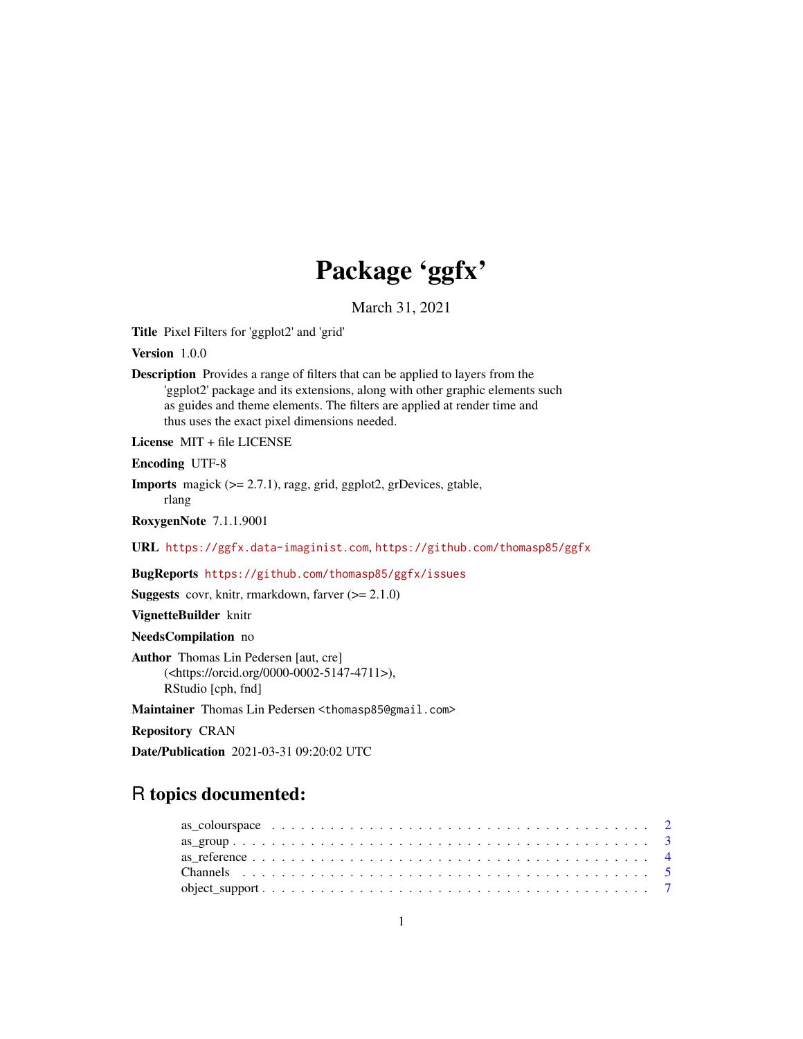# Package 'ggfx'

March 31, 2021

**Title** Pixel Filters for 'ggplot2' and 'grid'

**Version** 1.0.0

**Description** Provides a range of filters that can be applied to layers from the 'ggplot2' package and its extensions, along with other graphic elements such as guides and theme elements. The filters are applied at render time and thus uses the exact pixel dimensions needed.

**License** MIT + file LICENSE

**Encoding** UTF-8

**Imports** magick (>= 2.7.1), ragg, grid, ggplot2, grDevices, gtable, rlang

**RoxygenNote** 7.1.1.9001

**URL** https://ggfx.data-imaginist.com, https://github.com/thomasp85/ggfx

**BugReports** https://github.com/thomasp85/ggfx/issues

**Suggests** covr, knitr, rmarkdown, farver (>= 2.1.0)

**VignetteBuilder** knitr

**NeedsCompilation** no

**Author** Thomas Lin Pedersen [aut, cre] (<https://orcid.org/0000-0002-5147-4711>), RStudio [cph, fnd]

**Maintainer** Thomas Lin Pedersen <thomasp85@gmail.com>

**Repository** CRAN

**Date/Publication** 2021-03-31 09:20:02 UTC

## R topics documented:

- as_colourspace . . . . . . . . . . 2
- as_group . . . . . . . . . . 3
- as_reference . . . . . . . . . . 4
- Channels . . . . . . . . . . 5
- object_support . . . . . . . . . . 7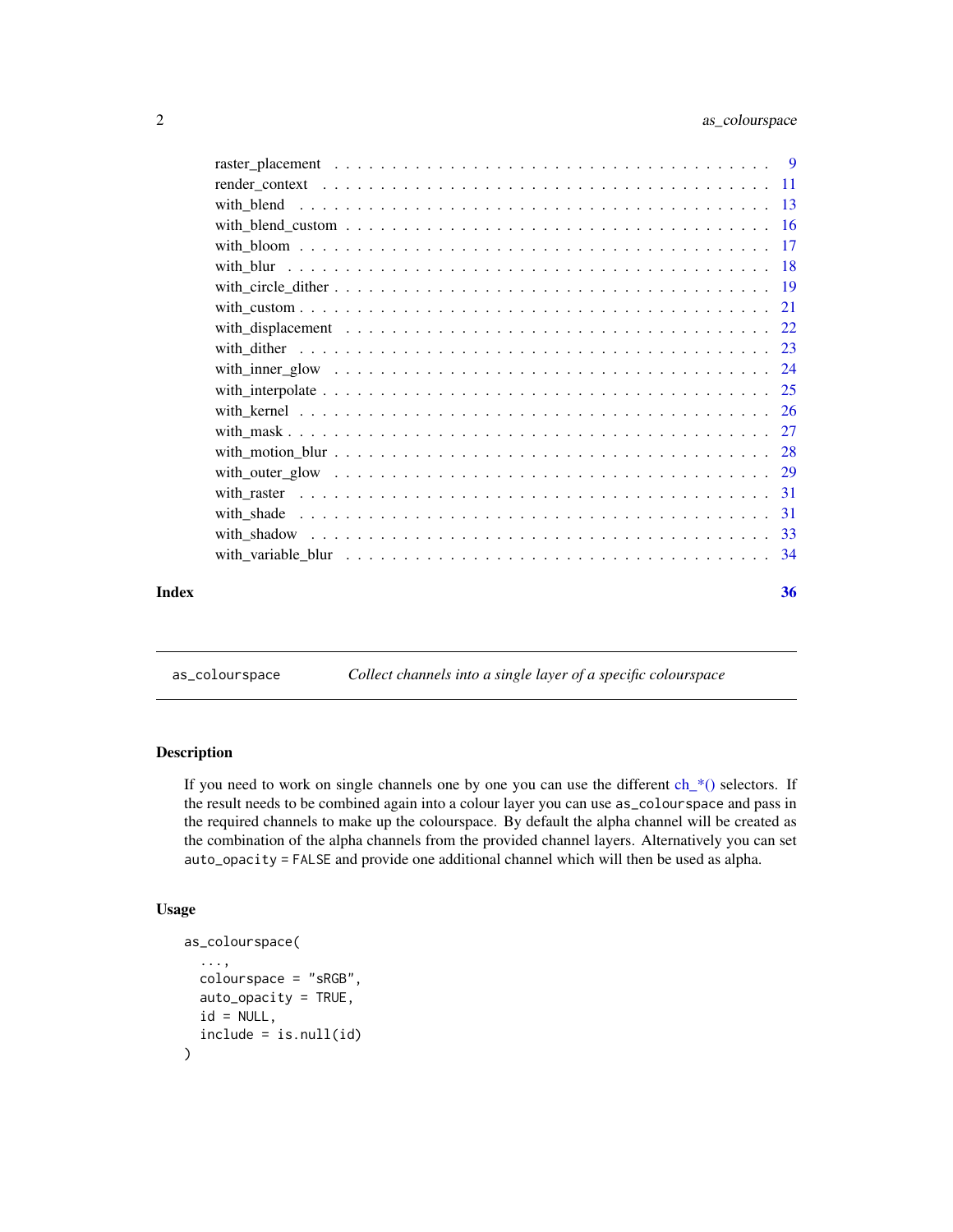raster_placement . . . . . . . . . . . . . . . . . . . . . . . . . . . . . . . . . . . . 9
render_context . . . . . . . . . . . . . . . . . . . . . . . . . . . . . . . . . . . . 11
with_blend . . . . . . . . . . . . . . . . . . . . . . . . . . . . . . . . . . . . 13
with_blend_custom . . . . . . . . . . . . . . . . . . . . . . . . . . . . . . . . . . . . 16
with_bloom . . . . . . . . . . . . . . . . . . . . . . . . . . . . . . . . . . . . 17
with_blur . . . . . . . . . . . . . . . . . . . . . . . . . . . . . . . . . . . . 18
with_circle_dither . . . . . . . . . . . . . . . . . . . . . . . . . . . . . . . . . . . . 19
with_custom . . . . . . . . . . . . . . . . . . . . . . . . . . . . . . . . . . . . 21
with_displacement . . . . . . . . . . . . . . . . . . . . . . . . . . . . . . . . . . . . 22
with_dither . . . . . . . . . . . . . . . . . . . . . . . . . . . . . . . . . . . . 23
with_inner_glow . . . . . . . . . . . . . . . . . . . . . . . . . . . . . . . . . . . . 24
with_interpolate . . . . . . . . . . . . . . . . . . . . . . . . . . . . . . . . . . . . 25
with_kernel . . . . . . . . . . . . . . . . . . . . . . . . . . . . . . . . . . . . 26
with_mask . . . . . . . . . . . . . . . . . . . . . . . . . . . . . . . . . . . . 27
with_motion_blur . . . . . . . . . . . . . . . . . . . . . . . . . . . . . . . . . . . . 28
with_outer_glow . . . . . . . . . . . . . . . . . . . . . . . . . . . . . . . . . . . . 29
with_raster . . . . . . . . . . . . . . . . . . . . . . . . . . . . . . . . . . . . 31
with_shade . . . . . . . . . . . . . . . . . . . . . . . . . . . . . . . . . . . . 31
with_shadow . . . . . . . . . . . . . . . . . . . . . . . . . . . . . . . . . . . . 33
with_variable_blur . . . . . . . . . . . . . . . . . . . . . . . . . . . . . . . . . . . . 34

**Index** **36**

---

`as_colourspace` *Collect channels into a single layer of a specific colourspace*

---

### Description

If you need to work on single channels one by one you can use the different ch_*() selectors. If the result needs to be combined again into a colour layer you can use `as_colourspace` and pass in the required channels to make up the colourspace. By default the alpha channel will be created as the combination of the alpha channels from the provided channel layers. Alternatively you can set `auto_opacity = FALSE` and provide one additional channel which will then be used as alpha.

### Usage

```
as_colourspace(
  ...,
  colourspace = "sRGB",
  auto_opacity = TRUE,
  id = NULL,
  include = is.null(id)
)
```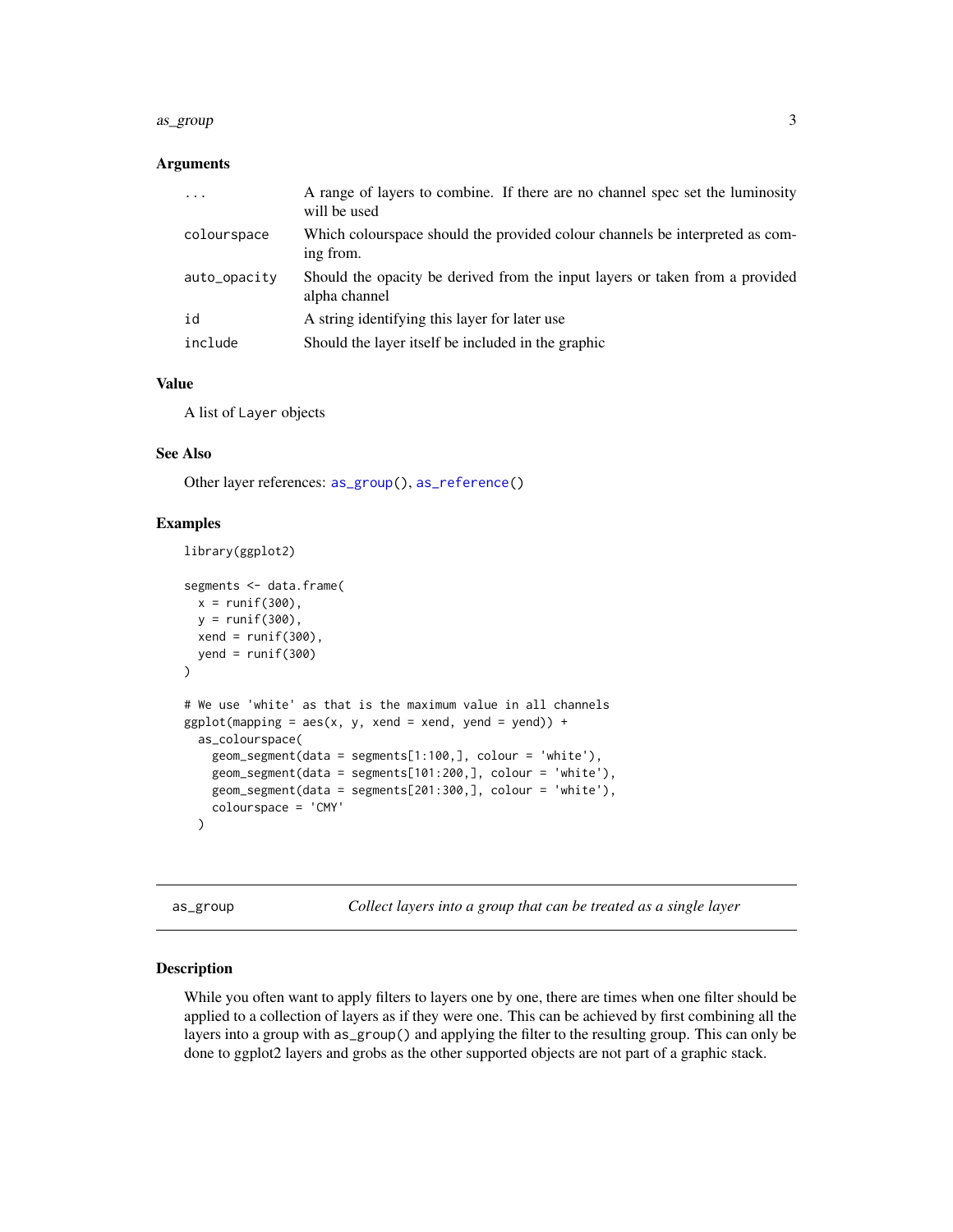### Arguments

| | |
|---|---|
| ... | A range of layers to combine. If there are no channel spec set the luminosity will be used |
| colourspace | Which colourspace should the provided colour channels be interpreted as coming from. |
| auto_opacity | Should the opacity be derived from the input layers or taken from a provided alpha channel |
| id | A string identifying this layer for later use |
| include | Should the layer itself be included in the graphic |

### Value

A list of Layer objects

### See Also

Other layer references: as_group(), as_reference()

### Examples

```
library(ggplot2)

segments <- data.frame(
  x = runif(300),
  y = runif(300),
  xend = runif(300),
  yend = runif(300)
)

# We use 'white' as that is the maximum value in all channels
ggplot(mapping = aes(x, y, xend = xend, yend = yend)) +
  as_colourspace(
    geom_segment(data = segments[1:100,], colour = 'white'),
    geom_segment(data = segments[101:200,], colour = 'white'),
    geom_segment(data = segments[201:300,], colour = 'white'),
    colourspace = 'CMY'
  )
```

---

## as_group — *Collect layers into a group that can be treated as a single layer*

### Description

While you often want to apply filters to layers one by one, there are times when one filter should be applied to a collection of layers as if they were one. This can be achieved by first combining all the layers into a group with as_group() and applying the filter to the resulting group. This can only be done to ggplot2 layers and grobs as the other supported objects are not part of a graphic stack.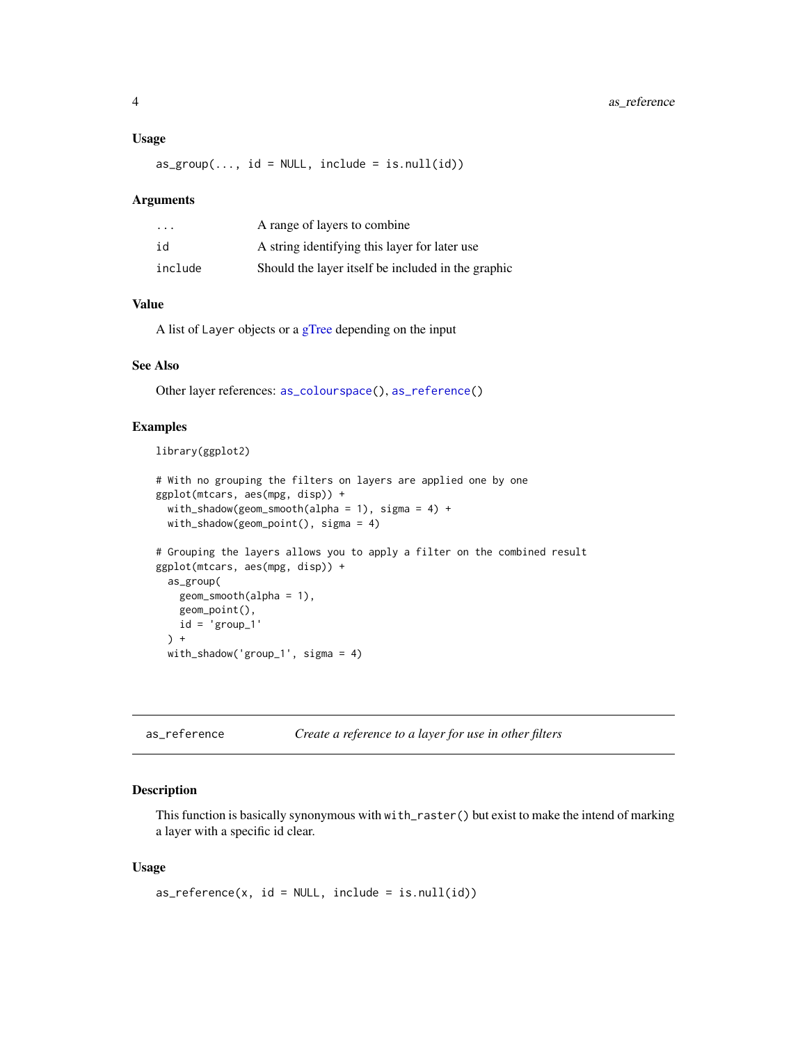## Usage

```
as_group(..., id = NULL, include = is.null(id))
```

## Arguments

| | |
|---|---|
| ... | A range of layers to combine |
| id | A string identifying this layer for later use |
| include | Should the layer itself be included in the graphic |

## Value

A list of Layer objects or a gTree depending on the input

## See Also

Other layer references: as_colourspace(), as_reference()

## Examples

```
library(ggplot2)

# With no grouping the filters on layers are applied one by one
ggplot(mtcars, aes(mpg, disp)) +
  with_shadow(geom_smooth(alpha = 1), sigma = 4) +
  with_shadow(geom_point(), sigma = 4)

# Grouping the layers allows you to apply a filter on the combined result
ggplot(mtcars, aes(mpg, disp)) +
  as_group(
    geom_smooth(alpha = 1),
    geom_point(),
    id = 'group_1'
  ) +
  with_shadow('group_1', sigma = 4)
```

---

# as_reference — *Create a reference to a layer for use in other filters*

## Description

This function is basically synonymous with with_raster() but exist to make the intend of marking a layer with a specific id clear.

## Usage

```
as_reference(x, id = NULL, include = is.null(id))
```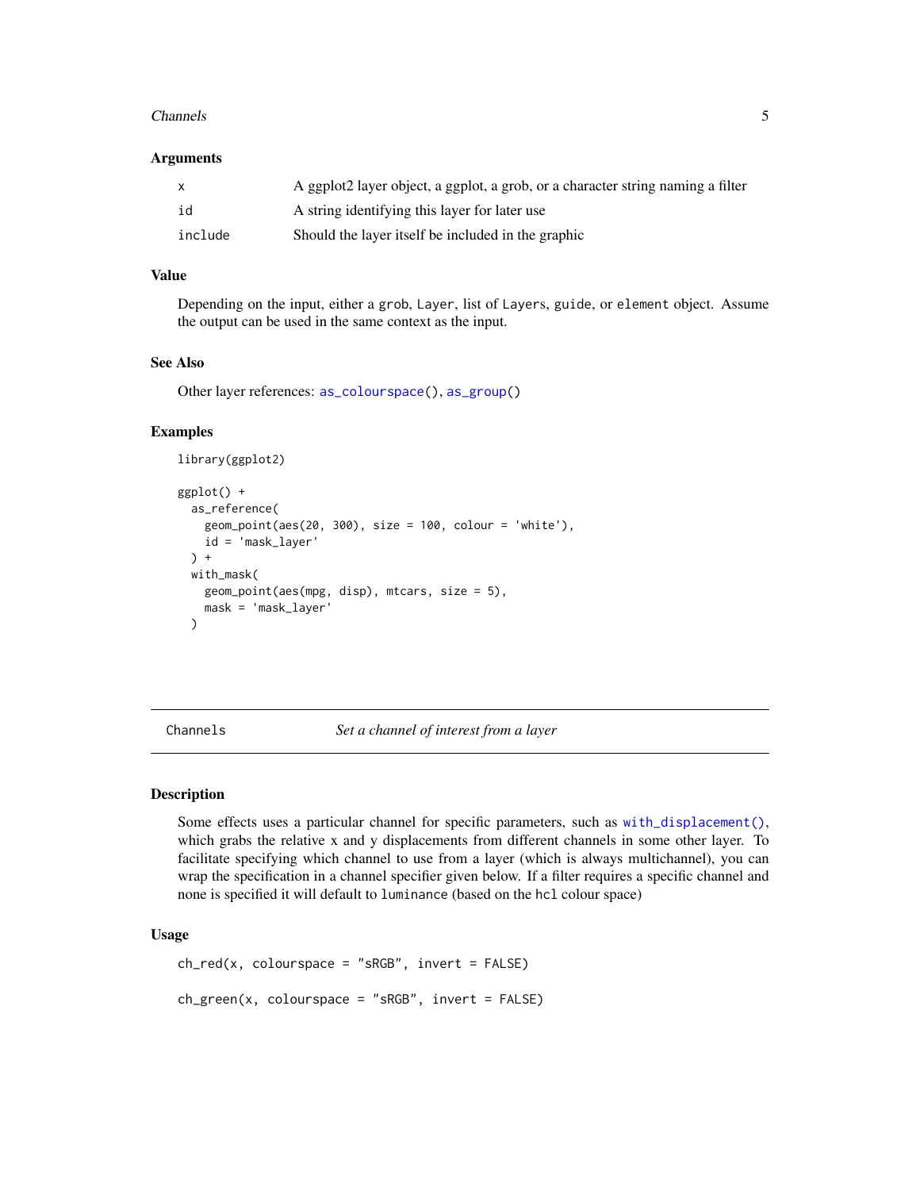### Arguments

| | |
|---|---|
| x | A ggplot2 layer object, a ggplot, a grob, or a character string naming a filter |
| id | A string identifying this layer for later use |
| include | Should the layer itself be included in the graphic |

### Value

Depending on the input, either a `grob`, `Layer`, list of `Layer`s, `guide`, or `element` object. Assume the output can be used in the same context as the input.

### See Also

Other layer references: `as_colourspace()`, `as_group()`

### Examples

```
library(ggplot2)

ggplot() +
  as_reference(
    geom_point(aes(20, 300), size = 100, colour = 'white'),
    id = 'mask_layer'
  ) +
  with_mask(
    geom_point(aes(mpg, disp), mtcars, size = 5),
    mask = 'mask_layer'
  )
```

---

## Channels — *Set a channel of interest from a layer*

### Description

Some effects uses a particular channel for specific parameters, such as `with_displacement()`, which grabs the relative x and y displacements from different channels in some other layer. To facilitate specifying which channel to use from a layer (which is always multichannel), you can wrap the specification in a channel specifier given below. If a filter requires a specific channel and none is specified it will default to `luminance` (based on the `hcl` colour space)

### Usage

```
ch_red(x, colourspace = "sRGB", invert = FALSE)

ch_green(x, colourspace = "sRGB", invert = FALSE)
```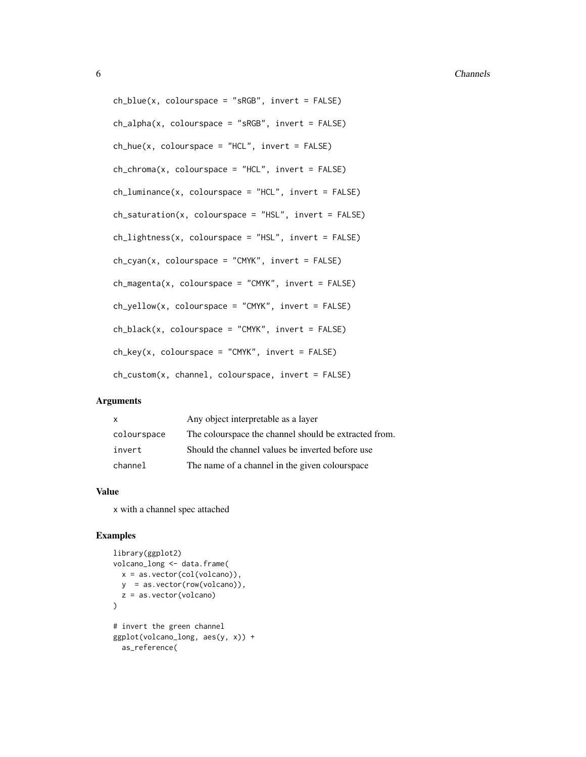```
ch_blue(x, colourspace = "sRGB", invert = FALSE)

ch_alpha(x, colourspace = "sRGB", invert = FALSE)

ch_hue(x, colourspace = "HCL", invert = FALSE)

ch_chroma(x, colourspace = "HCL", invert = FALSE)

ch_luminance(x, colourspace = "HCL", invert = FALSE)

ch_saturation(x, colourspace = "HSL", invert = FALSE)

ch_lightness(x, colourspace = "HSL", invert = FALSE)

ch_cyan(x, colourspace = "CMYK", invert = FALSE)

ch_magenta(x, colourspace = "CMYK", invert = FALSE)

ch_yellow(x, colourspace = "CMYK", invert = FALSE)

ch_black(x, colourspace = "CMYK", invert = FALSE)

ch_key(x, colourspace = "CMYK", invert = FALSE)

ch_custom(x, channel, colourspace, invert = FALSE)
```

### Arguments

| | |
|---|---|
| `x` | Any object interpretable as a layer |
| `colourspace` | The colourspace the channel should be extracted from. |
| `invert` | Should the channel values be inverted before use |
| `channel` | The name of a channel in the given colourspace |

### Value

`x` with a channel spec attached

### Examples

```
library(ggplot2)
volcano_long <- data.frame(
  x = as.vector(col(volcano)),
  y  = as.vector(row(volcano)),
  z = as.vector(volcano)
)

# invert the green channel
ggplot(volcano_long, aes(y, x)) +
  as_reference(
```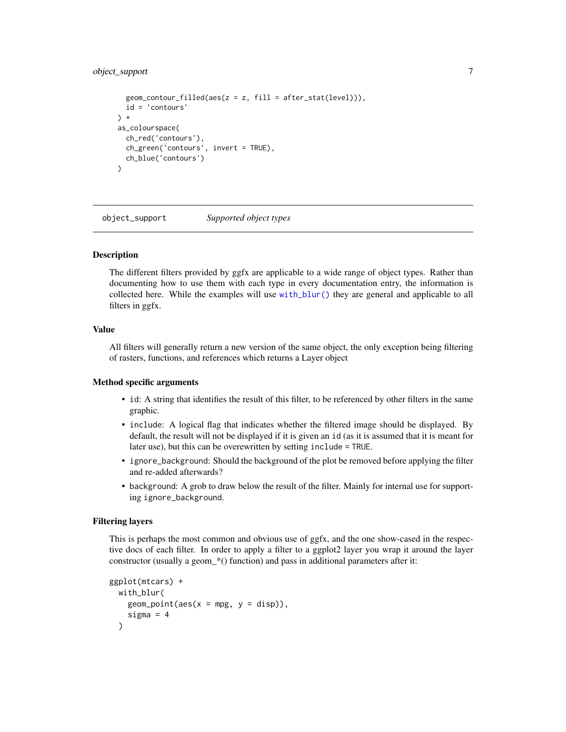```
    geom_contour_filled(aes(z = z, fill = after_stat(level))),
    id = 'contours'
  ) +
  as_colourspace(
    ch_red('contours'),
    ch_green('contours', invert = TRUE),
    ch_blue('contours')
  )
```

---

## object_support — *Supported object types*

### Description

The different filters provided by ggfx are applicable to a wide range of object types. Rather than documenting how to use them with each type in every documentation entry, the information is collected here. While the examples will use `with_blur()` they are general and applicable to all filters in ggfx.

### Value

All filters will generally return a new version of the same object, the only exception being filtering of rasters, functions, and references which returns a Layer object

### Method specific arguments

- `id`: A string that identifies the result of this filter, to be referenced by other filters in the same graphic.
- `include`: A logical flag that indicates whether the filtered image should be displayed. By default, the result will not be displayed if it is given an `id` (as it is assumed that it is meant for later use), but this can be overewritten by setting `include = TRUE`.
- `ignore_background`: Should the background of the plot be removed before applying the filter and re-added afterwards?
- `background`: A grob to draw below the result of the filter. Mainly for internal use for supporting `ignore_background`.

### Filtering layers

This is perhaps the most common and obvious use of ggfx, and the one show-cased in the respective docs of each filter. In order to apply a filter to a ggplot2 layer you wrap it around the layer constructor (usually a geom_*() function) and pass in additional parameters after it:

```
ggplot(mtcars) +
  with_blur(
    geom_point(aes(x = mpg, y = disp)),
    sigma = 4
  )
```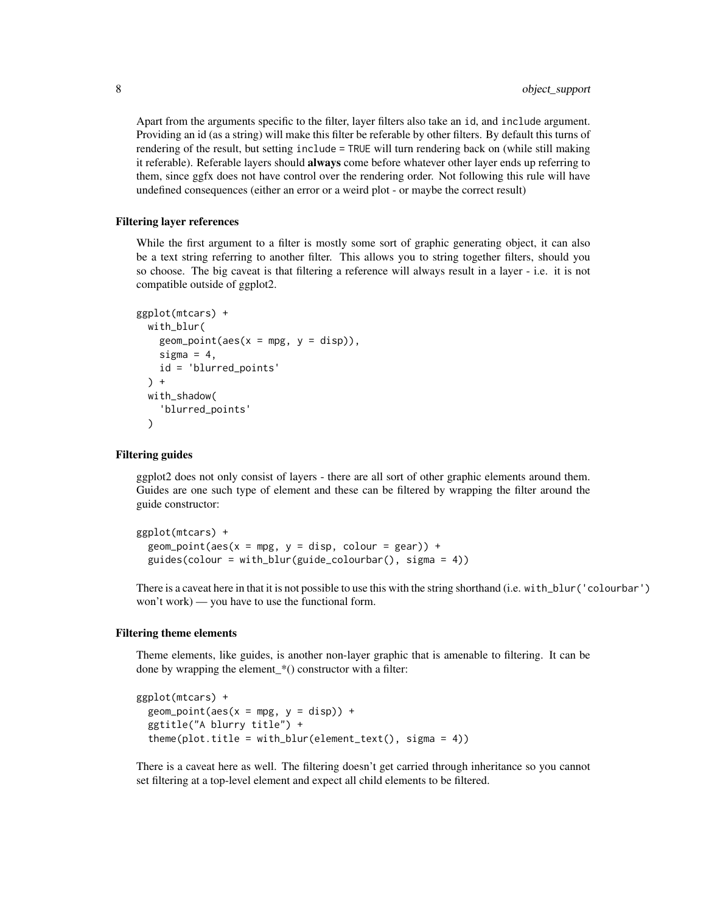Apart from the arguments specific to the filter, layer filters also take an id, and include argument. Providing an id (as a string) will make this filter be referable by other filters. By default this turns of rendering of the result, but setting include = TRUE will turn rendering back on (while still making it referable). Referable layers should **always** come before whatever other layer ends up referring to them, since ggfx does not have control over the rendering order. Not following this rule will have undefined consequences (either an error or a weird plot - or maybe the correct result)

### Filtering layer references

While the first argument to a filter is mostly some sort of graphic generating object, it can also be a text string referring to another filter. This allows you to string together filters, should you so choose. The big caveat is that filtering a reference will always result in a layer - i.e. it is not compatible outside of ggplot2.

```
ggplot(mtcars) +
  with_blur(
    geom_point(aes(x = mpg, y = disp)),
    sigma = 4,
    id = 'blurred_points'
  ) +
  with_shadow(
    'blurred_points'
  )
```

### Filtering guides

ggplot2 does not only consist of layers - there are all sort of other graphic elements around them. Guides are one such type of element and these can be filtered by wrapping the filter around the guide constructor:

```
ggplot(mtcars) +
  geom_point(aes(x = mpg, y = disp, colour = gear)) +
  guides(colour = with_blur(guide_colourbar(), sigma = 4))
```

There is a caveat here in that it is not possible to use this with the string shorthand (i.e. with_blur('colourbar') won't work) — you have to use the functional form.

### Filtering theme elements

Theme elements, like guides, is another non-layer graphic that is amenable to filtering. It can be done by wrapping the element_*() constructor with a filter:

```
ggplot(mtcars) +
  geom_point(aes(x = mpg, y = disp)) +
  ggtitle("A blurry title") +
  theme(plot.title = with_blur(element_text(), sigma = 4))
```

There is a caveat here as well. The filtering doesn't get carried through inheritance so you cannot set filtering at a top-level element and expect all child elements to be filtered.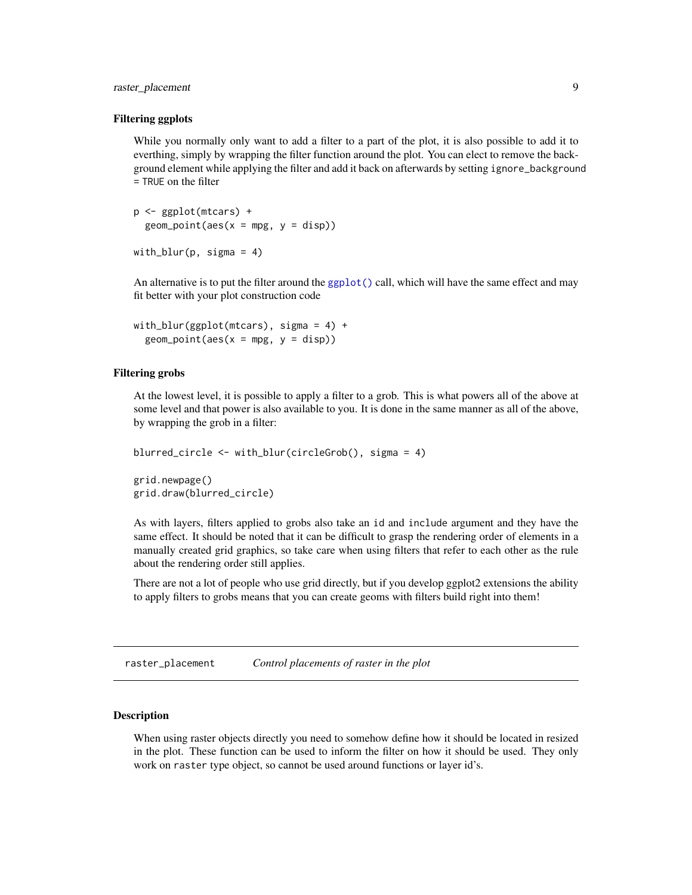### Filtering ggplots

While you normally only want to add a filter to a part of the plot, it is also possible to add it to everthing, simply by wrapping the filter function around the plot. You can elect to remove the background element while applying the filter and add it back on afterwards by setting `ignore_background = TRUE` on the filter

```
p <- ggplot(mtcars) +
  geom_point(aes(x = mpg, y = disp))

with_blur(p, sigma = 4)
```

An alternative is to put the filter around the `ggplot()` call, which will have the same effect and may fit better with your plot construction code

```
with_blur(ggplot(mtcars), sigma = 4) +
  geom_point(aes(x = mpg, y = disp))
```

### Filtering grobs

At the lowest level, it is possible to apply a filter to a grob. This is what powers all of the above at some level and that power is also available to you. It is done in the same manner as all of the above, by wrapping the grob in a filter:

```
blurred_circle <- with_blur(circleGrob(), sigma = 4)

grid.newpage()
grid.draw(blurred_circle)
```

As with layers, filters applied to grobs also take an `id` and `include` argument and they have the same effect. It should be noted that it can be difficult to grasp the rendering order of elements in a manually created grid graphics, so take care when using filters that refer to each other as the rule about the rendering order still applies.

There are not a lot of people who use grid directly, but if you develop ggplot2 extensions the ability to apply filters to grobs means that you can create geoms with filters build right into them!

---

## `raster_placement` *Control placements of raster in the plot*

### Description

When using raster objects directly you need to somehow define how it should be located in resized in the plot. These function can be used to inform the filter on how it should be used. They only work on `raster` type object, so cannot be used around functions or layer id's.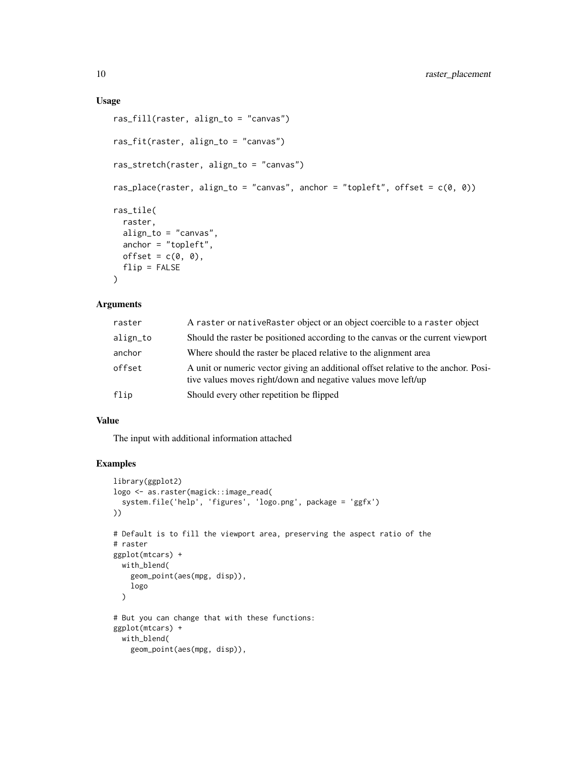### Usage

```
ras_fill(raster, align_to = "canvas")

ras_fit(raster, align_to = "canvas")

ras_stretch(raster, align_to = "canvas")

ras_place(raster, align_to = "canvas", anchor = "topleft", offset = c(0, 0))

ras_tile(
  raster,
  align_to = "canvas",
  anchor = "topleft",
  offset = c(0, 0),
  flip = FALSE
)
```

### Arguments

| | |
|---|---|
| raster | A `raster` or `nativeRaster` object or an object coercible to a `raster` object |
| align_to | Should the raster be positioned according to the canvas or the current viewport |
| anchor | Where should the raster be placed relative to the alignment area |
| offset | A unit or numeric vector giving an additional offset relative to the anchor. Positive values moves right/down and negative values move left/up |
| flip | Should every other repetition be flipped |

### Value

The input with additional information attached

### Examples

```
library(ggplot2)
logo <- as.raster(magick::image_read(
  system.file('help', 'figures', 'logo.png', package = 'ggfx')
))

# Default is to fill the viewport area, preserving the aspect ratio of the
# raster
ggplot(mtcars) +
  with_blend(
    geom_point(aes(mpg, disp)),
    logo
  )

# But you can change that with these functions:
ggplot(mtcars) +
  with_blend(
    geom_point(aes(mpg, disp)),
```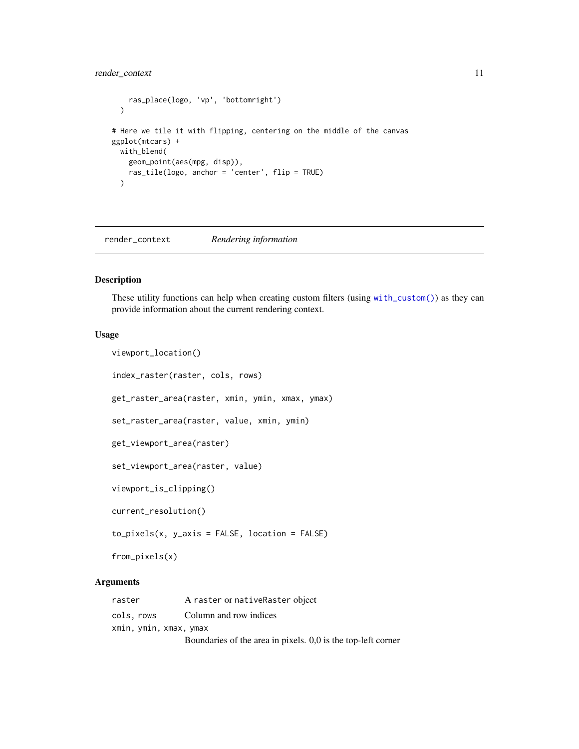```
    ras_place(logo, 'vp', 'bottomright')
  )

# Here we tile it with flipping, centering on the middle of the canvas
ggplot(mtcars) +
  with_blend(
    geom_point(aes(mpg, disp)),
    ras_tile(logo, anchor = 'center', flip = TRUE)
  )
```

---

## render_context — *Rendering information*

### Description

These utility functions can help when creating custom filters (using `with_custom()`) as they can provide information about the current rendering context.

### Usage

```
viewport_location()

index_raster(raster, cols, rows)

get_raster_area(raster, xmin, ymin, xmax, ymax)

set_raster_area(raster, value, xmin, ymin)

get_viewport_area(raster)

set_viewport_area(raster, value)

viewport_is_clipping()

current_resolution()

to_pixels(x, y_axis = FALSE, location = FALSE)

from_pixels(x)
```

### Arguments

| | |
|---|---|
| `raster` | A `raster` or `nativeRaster` object |
| `cols, rows` | Column and row indices |
| `xmin, ymin, xmax, ymax` | Boundaries of the area in pixels. 0,0 is the top-left corner |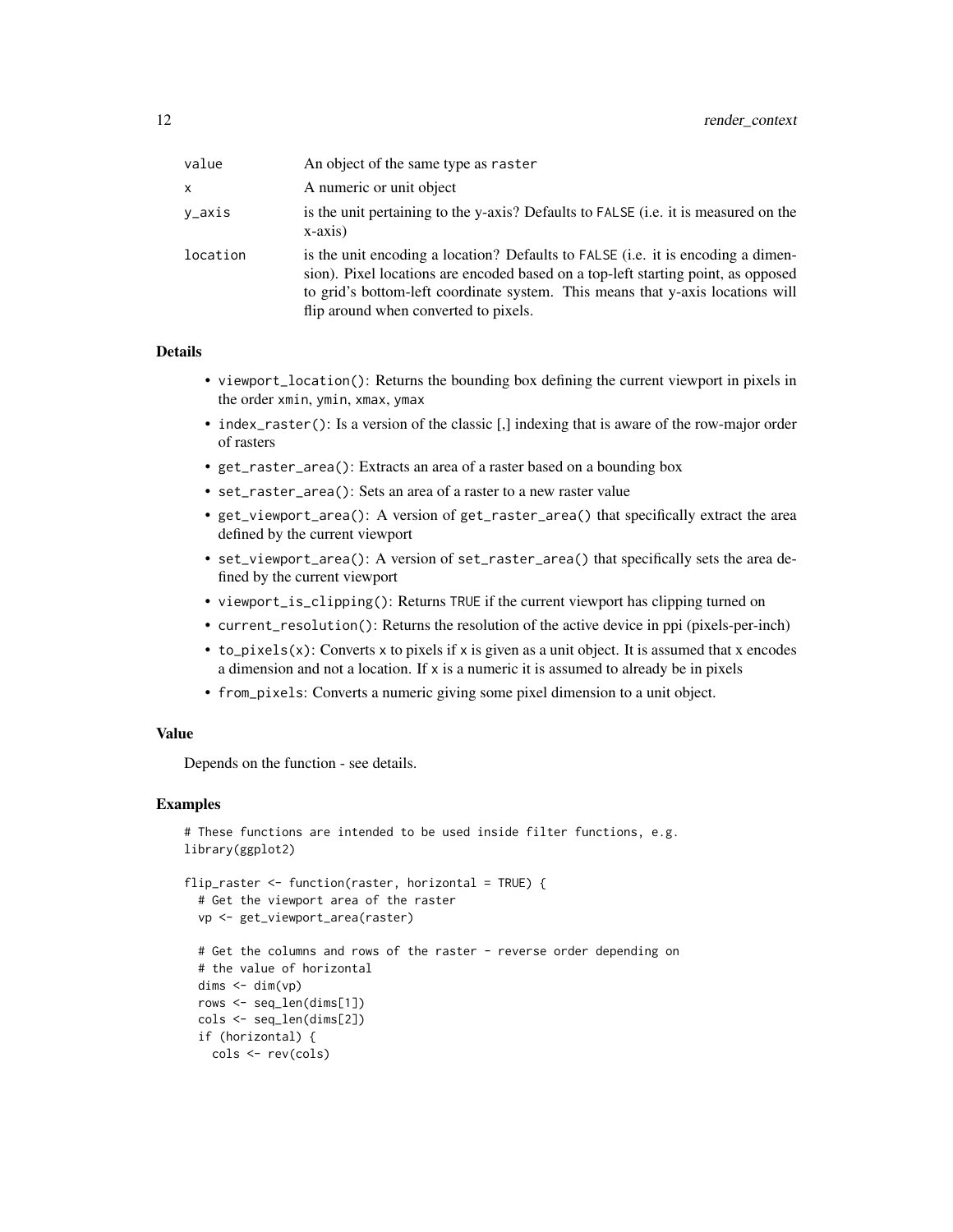| | |
|---|---|
| value | An object of the same type as raster |
| x | A numeric or unit object |
| y_axis | is the unit pertaining to the y-axis? Defaults to FALSE (i.e. it is measured on the x-axis) |
| location | is the unit encoding a location? Defaults to FALSE (i.e. it is encoding a dimension). Pixel locations are encoded based on a top-left starting point, as opposed to grid's bottom-left coordinate system. This means that y-axis locations will flip around when converted to pixels. |

### Details

- `viewport_location()`: Returns the bounding box defining the current viewport in pixels in the order `xmin`, `ymin`, `xmax`, `ymax`
- `index_raster()`: Is a version of the classic [,] indexing that is aware of the row-major order of rasters
- `get_raster_area()`: Extracts an area of a raster based on a bounding box
- `set_raster_area()`: Sets an area of a raster to a new raster value
- `get_viewport_area()`: A version of `get_raster_area()` that specifically extract the area defined by the current viewport
- `set_viewport_area()`: A version of `set_raster_area()` that specifically sets the area defined by the current viewport
- `viewport_is_clipping()`: Returns `TRUE` if the current viewport has clipping turned on
- `current_resolution()`: Returns the resolution of the active device in ppi (pixels-per-inch)
- `to_pixels(x)`: Converts `x` to pixels if `x` is given as a unit object. It is assumed that `x` encodes a dimension and not a location. If `x` is a numeric it is assumed to already be in pixels
- `from_pixels`: Converts a numeric giving some pixel dimension to a unit object.

### Value

Depends on the function - see details.

### Examples

```
# These functions are intended to be used inside filter functions, e.g.
library(ggplot2)

flip_raster <- function(raster, horizontal = TRUE) {
  # Get the viewport area of the raster
  vp <- get_viewport_area(raster)

  # Get the columns and rows of the raster - reverse order depending on
  # the value of horizontal
  dims <- dim(vp)
  rows <- seq_len(dims[1])
  cols <- seq_len(dims[2])
  if (horizontal) {
    cols <- rev(cols)
```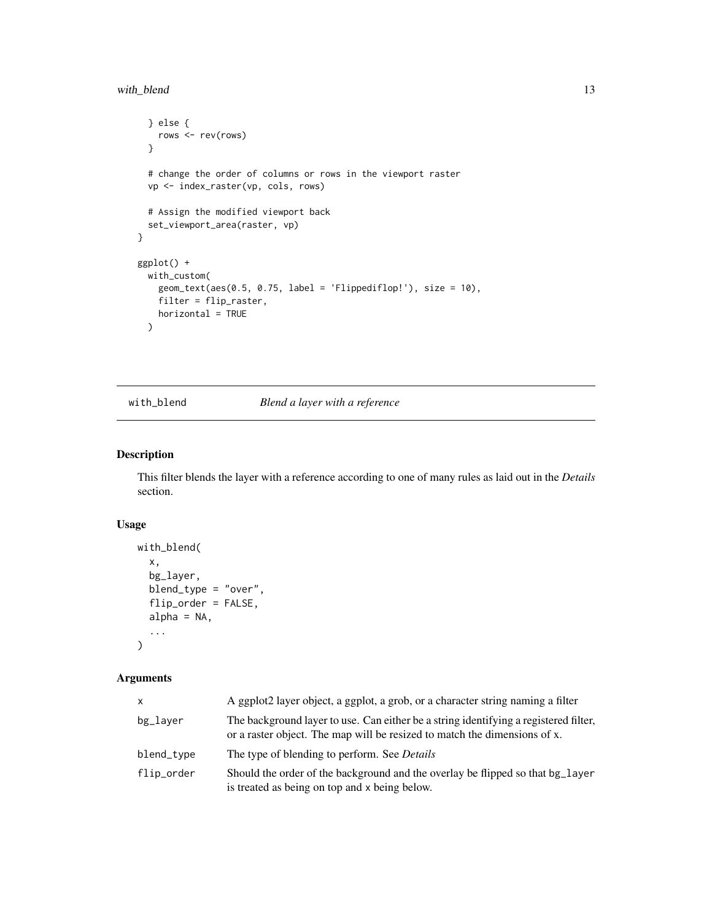```
  } else {
    rows <- rev(rows)
  }

  # change the order of columns or rows in the viewport raster
  vp <- index_raster(vp, cols, rows)

  # Assign the modified viewport back
  set_viewport_area(raster, vp)
}

ggplot() +
  with_custom(
    geom_text(aes(0.5, 0.75, label = 'Flippediflop!'), size = 10),
    filter = flip_raster,
    horizontal = TRUE
  )
```

## with_blend — *Blend a layer with a reference*

### Description

This filter blends the layer with a reference according to one of many rules as laid out in the *Details* section.

### Usage

```
with_blend(
  x,
  bg_layer,
  blend_type = "over",
  flip_order = FALSE,
  alpha = NA,
  ...
)
```

### Arguments

| | |
|---|---|
| `x` | A ggplot2 layer object, a ggplot, a grob, or a character string naming a filter |
| `bg_layer` | The background layer to use. Can either be a string identifying a registered filter, or a raster object. The map will be resized to match the dimensions of x. |
| `blend_type` | The type of blending to perform. See *Details* |
| `flip_order` | Should the order of the background and the overlay be flipped so that `bg_layer` is treated as being on top and `x` being below. |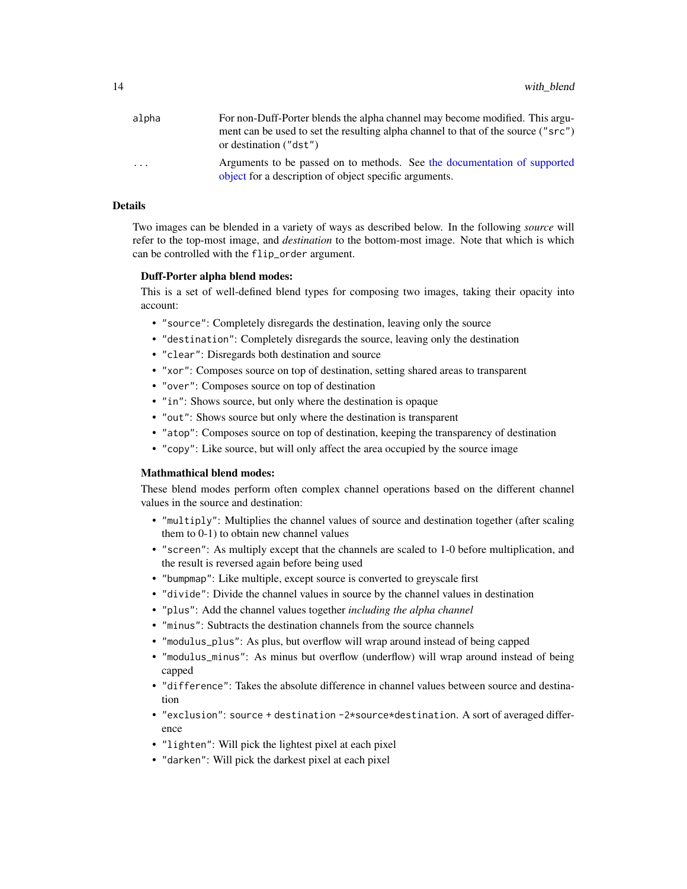| | |
|---|---|
| `alpha` | For non-Duff-Porter blends the alpha channel may become modified. This argument can be used to set the resulting alpha channel to that of the source (`"src"`) or destination (`"dst"`) |
| `...` | Arguments to be passed on to methods. See the documentation of supported object for a description of object specific arguments. |

## Details

Two images can be blended in a variety of ways as described below. In the following *source* will refer to the top-most image, and *destination* to the bottom-most image. Note that which is which can be controlled with the `flip_order` argument.

**Duff-Porter alpha blend modes:**

This is a set of well-defined blend types for composing two images, taking their opacity into account:

- `"source"`: Completely disregards the destination, leaving only the source
- `"destination"`: Completely disregards the source, leaving only the destination
- `"clear"`: Disregards both destination and source
- `"xor"`: Composes source on top of destination, setting shared areas to transparent
- `"over"`: Composes source on top of destination
- `"in"`: Shows source, but only where the destination is opaque
- `"out"`: Shows source but only where the destination is transparent
- `"atop"`: Composes source on top of destination, keeping the transparency of destination
- `"copy"`: Like source, but will only affect the area occupied by the source image

**Mathmathical blend modes:**

These blend modes perform often complex channel operations based on the different channel values in the source and destination:

- `"multiply"`: Multiplies the channel values of source and destination together (after scaling them to 0-1) to obtain new channel values
- `"screen"`: As multiply except that the channels are scaled to 1-0 before multiplication, and the result is reversed again before being used
- `"bumpmap"`: Like multiple, except source is converted to greyscale first
- `"divide"`: Divide the channel values in source by the channel values in destination
- `"plus"`: Add the channel values together *including the alpha channel*
- `"minus"`: Subtracts the destination channels from the source channels
- `"modulus_plus"`: As plus, but overflow will wrap around instead of being capped
- `"modulus_minus"`: As minus but overflow (underflow) will wrap around instead of being capped
- `"difference"`: Takes the absolute difference in channel values between source and destination
- `"exclusion"`: `source + destination -2*source*destination`. A sort of averaged difference
- `"lighten"`: Will pick the lightest pixel at each pixel
- `"darken"`: Will pick the darkest pixel at each pixel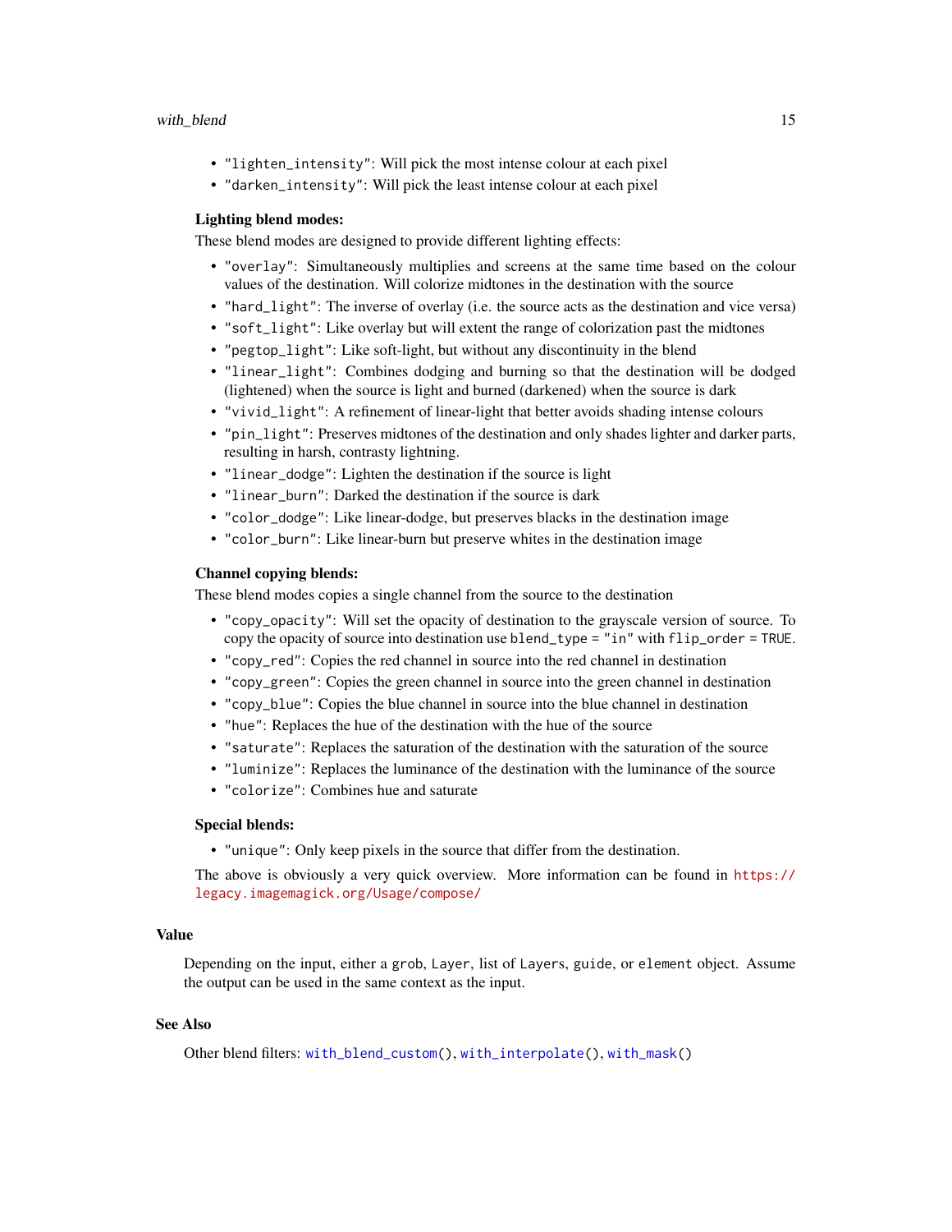- `"lighten_intensity"`: Will pick the most intense colour at each pixel
- `"darken_intensity"`: Will pick the least intense colour at each pixel

**Lighting blend modes:**

These blend modes are designed to provide different lighting effects:

- `"overlay"`: Simultaneously multiplies and screens at the same time based on the colour values of the destination. Will colorize midtones in the destination with the source
- `"hard_light"`: The inverse of overlay (i.e. the source acts as the destination and vice versa)
- `"soft_light"`: Like overlay but will extent the range of colorization past the midtones
- `"pegtop_light"`: Like soft-light, but without any discontinuity in the blend
- `"linear_light"`: Combines dodging and burning so that the destination will be dodged (lightened) when the source is light and burned (darkened) when the source is dark
- `"vivid_light"`: A refinement of linear-light that better avoids shading intense colours
- `"pin_light"`: Preserves midtones of the destination and only shades lighter and darker parts, resulting in harsh, contrasty lightning.
- `"linear_dodge"`: Lighten the destination if the source is light
- `"linear_burn"`: Darked the destination if the source is dark
- `"color_dodge"`: Like linear-dodge, but preserves blacks in the destination image
- `"color_burn"`: Like linear-burn but preserve whites in the destination image

**Channel copying blends:**

These blend modes copies a single channel from the source to the destination

- `"copy_opacity"`: Will set the opacity of destination to the grayscale version of source. To copy the opacity of source into destination use `blend_type = "in"` with `flip_order = TRUE`.
- `"copy_red"`: Copies the red channel in source into the red channel in destination
- `"copy_green"`: Copies the green channel in source into the green channel in destination
- `"copy_blue"`: Copies the blue channel in source into the blue channel in destination
- `"hue"`: Replaces the hue of the destination with the hue of the source
- `"saturate"`: Replaces the saturation of the destination with the saturation of the source
- `"luminize"`: Replaces the luminance of the destination with the luminance of the source
- `"colorize"`: Combines hue and saturate

**Special blends:**

- `"unique"`: Only keep pixels in the source that differ from the destination.

The above is obviously a very quick overview. More information can be found in https://legacy.imagemagick.org/Usage/compose/

## Value

Depending on the input, either a `grob`, `Layer`, list of `Layer`s, `guide`, or `element` object. Assume the output can be used in the same context as the input.

## See Also

Other blend filters: `with_blend_custom()`, `with_interpolate()`, `with_mask()`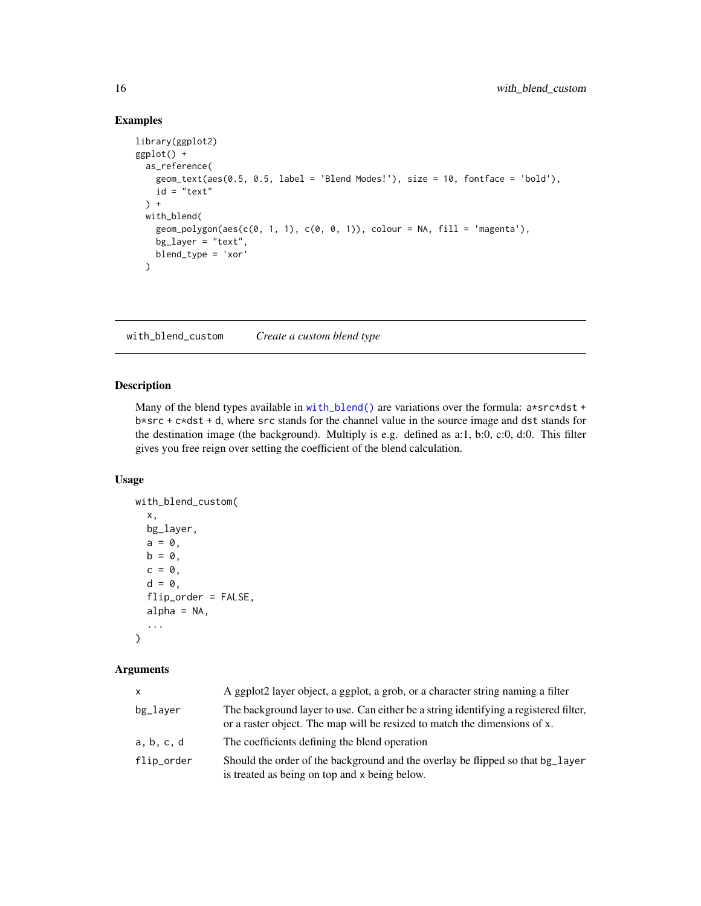### Examples

```
library(ggplot2)
ggplot() +
  as_reference(
    geom_text(aes(0.5, 0.5, label = 'Blend Modes!'), size = 10, fontface = 'bold'),
    id = "text"
  ) +
  with_blend(
    geom_polygon(aes(c(0, 1, 1), c(0, 0, 1)), colour = NA, fill = 'magenta'),
    bg_layer = "text",
    blend_type = 'xor'
  )
```

---

## with_blend_custom — *Create a custom blend type*

### Description

Many of the blend types available in `with_blend()` are variations over the formula: `a*src*dst + b*src + c*dst + d`, where `src` stands for the channel value in the source image and `dst` stands for the destination image (the background). Multiply is e.g. defined as a:1, b:0, c:0, d:0. This filter gives you free reign over setting the coefficient of the blend calculation.

### Usage

```
with_blend_custom(
  x,
  bg_layer,
  a = 0,
  b = 0,
  c = 0,
  d = 0,
  flip_order = FALSE,
  alpha = NA,
  ...
)
```

### Arguments

| | |
|---|---|
| `x` | A ggplot2 layer object, a ggplot, a grob, or a character string naming a filter |
| `bg_layer` | The background layer to use. Can either be a string identifying a registered filter, or a raster object. The map will be resized to match the dimensions of x. |
| `a, b, c, d` | The coefficients defining the blend operation |
| `flip_order` | Should the order of the background and the overlay be flipped so that `bg_layer` is treated as being on top and `x` being below. |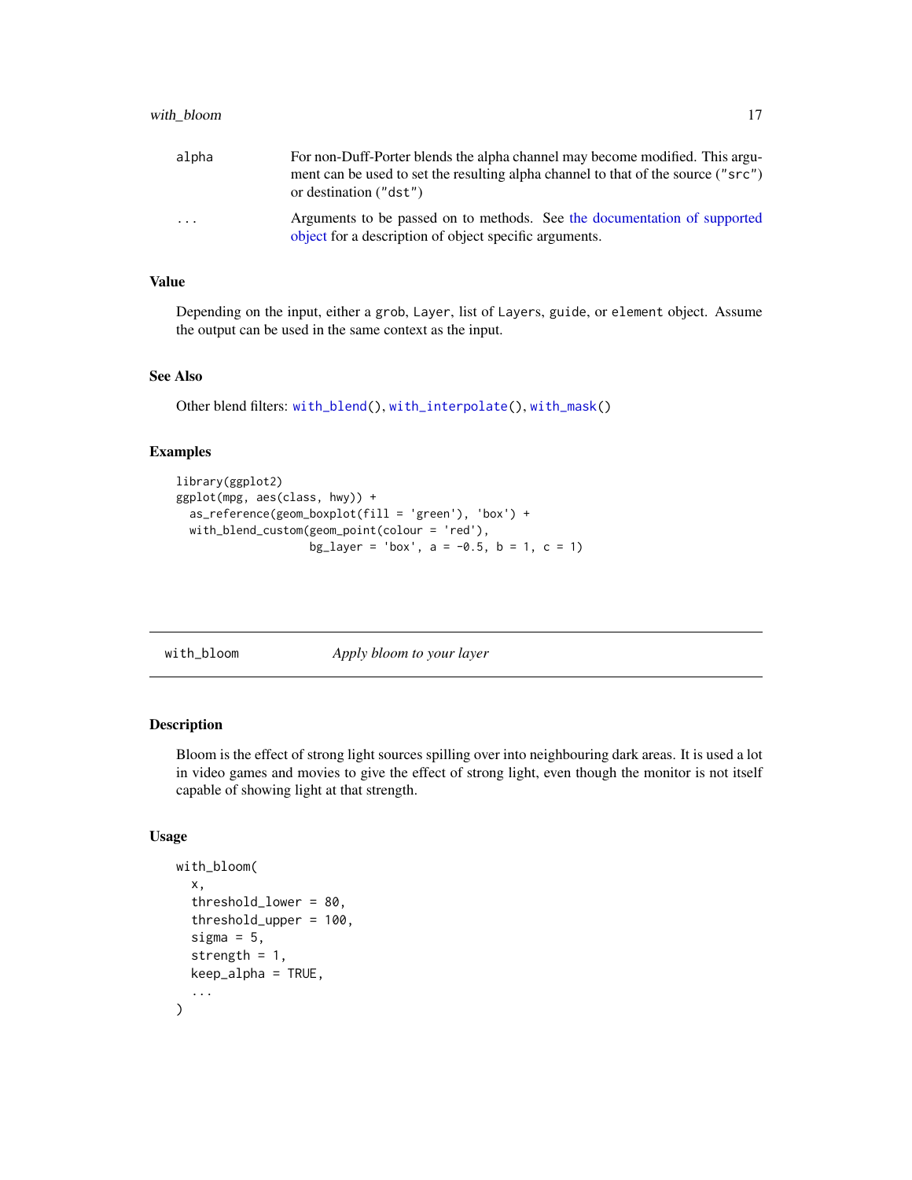| | |
|---|---|
| `alpha` | For non-Duff-Porter blends the alpha channel may become modified. This argument can be used to set the resulting alpha channel to that of the source (`"src"`) or destination (`"dst"`) |
| `...` | Arguments to be passed on to methods. See the documentation of supported object for a description of object specific arguments. |

### Value

Depending on the input, either a `grob`, `Layer`, list of `Layer`s, `guide`, or `element` object. Assume the output can be used in the same context as the input.

### See Also

Other blend filters: `with_blend()`, `with_interpolate()`, `with_mask()`

### Examples

```
library(ggplot2)
ggplot(mpg, aes(class, hwy)) +
  as_reference(geom_boxplot(fill = 'green'), 'box') +
  with_blend_custom(geom_point(colour = 'red'),
                    bg_layer = 'box', a = -0.5, b = 1, c = 1)
```

---

## with_bloom — *Apply bloom to your layer*

### Description

Bloom is the effect of strong light sources spilling over into neighbouring dark areas. It is used a lot in video games and movies to give the effect of strong light, even though the monitor is not itself capable of showing light at that strength.

### Usage

```
with_bloom(
  x,
  threshold_lower = 80,
  threshold_upper = 100,
  sigma = 5,
  strength = 1,
  keep_alpha = TRUE,
  ...
)
```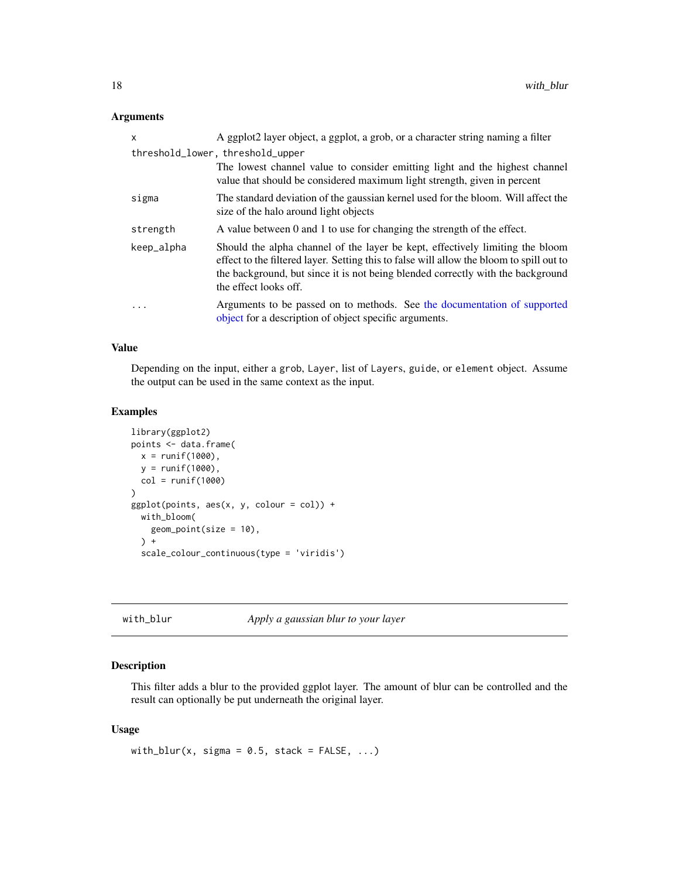### Arguments

| | |
|---|---|
| x | A ggplot2 layer object, a ggplot, a grob, or a character string naming a filter |
| threshold_lower, threshold_upper | The lowest channel value to consider emitting light and the highest channel value that should be considered maximum light strength, given in percent |
| sigma | The standard deviation of the gaussian kernel used for the bloom. Will affect the size of the halo around light objects |
| strength | A value between 0 and 1 to use for changing the strength of the effect. |
| keep_alpha | Should the alpha channel of the layer be kept, effectively limiting the bloom effect to the filtered layer. Setting this to false will allow the bloom to spill out to the background, but since it is not being blended correctly with the background the effect looks off. |
| ... | Arguments to be passed on to methods. See the documentation of supported object for a description of object specific arguments. |

### Value

Depending on the input, either a `grob`, `Layer`, list of `Layer`s, `guide`, or `element` object. Assume the output can be used in the same context as the input.

### Examples

```
library(ggplot2)
points <- data.frame(
  x = runif(1000),
  y = runif(1000),
  col = runif(1000)
)
ggplot(points, aes(x, y, colour = col)) +
  with_bloom(
    geom_point(size = 10),
  ) +
  scale_colour_continuous(type = 'viridis')
```

---

## with_blur — *Apply a gaussian blur to your layer*

### Description

This filter adds a blur to the provided ggplot layer. The amount of blur can be controlled and the result can optionally be put underneath the original layer.

### Usage

```
with_blur(x, sigma = 0.5, stack = FALSE, ...)
```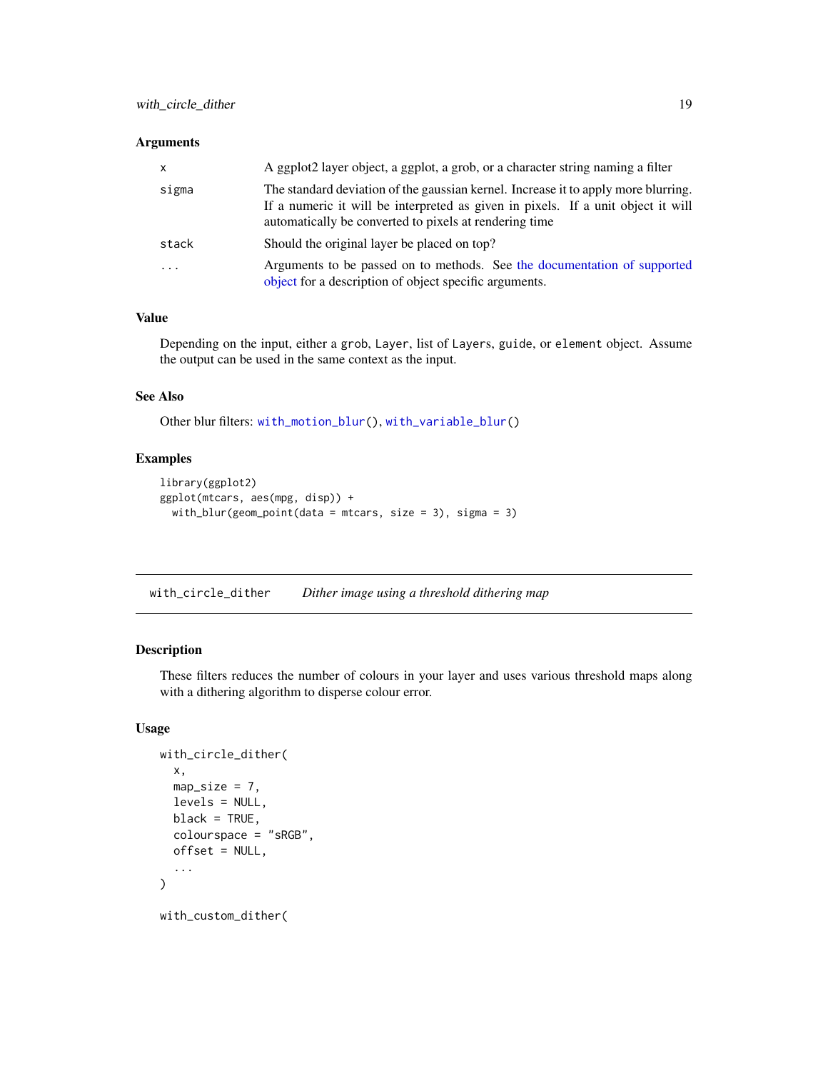### Arguments

| | |
|---|---|
| `x` | A ggplot2 layer object, a ggplot, a grob, or a character string naming a filter |
| `sigma` | The standard deviation of the gaussian kernel. Increase it to apply more blurring. If a numeric it will be interpreted as given in pixels. If a unit object it will automatically be converted to pixels at rendering time |
| `stack` | Should the original layer be placed on top? |
| `...` | Arguments to be passed on to methods. See the documentation of supported object for a description of object specific arguments. |

### Value

Depending on the input, either a `grob`, `Layer`, list of `Layer`s, `guide`, or `element` object. Assume the output can be used in the same context as the input.

### See Also

Other blur filters: `with_motion_blur()`, `with_variable_blur()`

### Examples

```
library(ggplot2)
ggplot(mtcars, aes(mpg, disp)) +
  with_blur(geom_point(data = mtcars, size = 3), sigma = 3)
```

---

## `with_circle_dither` *Dither image using a threshold dithering map*

---

### Description

These filters reduces the number of colours in your layer and uses various threshold maps along with a dithering algorithm to disperse colour error.

### Usage

```
with_circle_dither(
  x,
  map_size = 7,
  levels = NULL,
  black = TRUE,
  colourspace = "sRGB",
  offset = NULL,
  ...
)

with_custom_dither(
```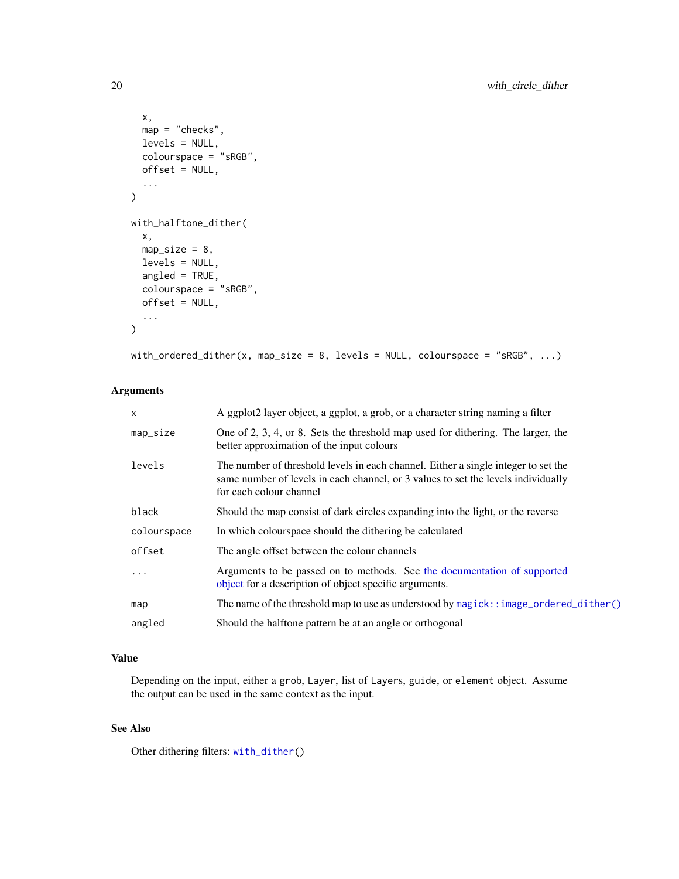```
  x,
  map = "checks",
  levels = NULL,
  colourspace = "sRGB",
  offset = NULL,
  ...
)

with_halftone_dither(
  x,
  map_size = 8,
  levels = NULL,
  angled = TRUE,
  colourspace = "sRGB",
  offset = NULL,
  ...
)

with_ordered_dither(x, map_size = 8, levels = NULL, colourspace = "sRGB", ...)
```

### Arguments

| | |
|---|---|
| `x` | A ggplot2 layer object, a ggplot, a grob, or a character string naming a filter |
| `map_size` | One of 2, 3, 4, or 8. Sets the threshold map used for dithering. The larger, the better approximation of the input colours |
| `levels` | The number of threshold levels in each channel. Either a single integer to set the same number of levels in each channel, or 3 values to set the levels individually for each colour channel |
| `black` | Should the map consist of dark circles expanding into the light, or the reverse |
| `colourspace` | In which colourspace should the dithering be calculated |
| `offset` | The angle offset between the colour channels |
| `...` | Arguments to be passed on to methods. See the documentation of supported object for a description of object specific arguments. |
| `map` | The name of the threshold map to use as understood by `magick::image_ordered_dither()` |
| `angled` | Should the halftone pattern be at an angle or orthogonal |

### Value

Depending on the input, either a `grob`, `Layer`, list of `Layer`s, `guide`, or `element` object. Assume the output can be used in the same context as the input.

### See Also

Other dithering filters: `with_dither()`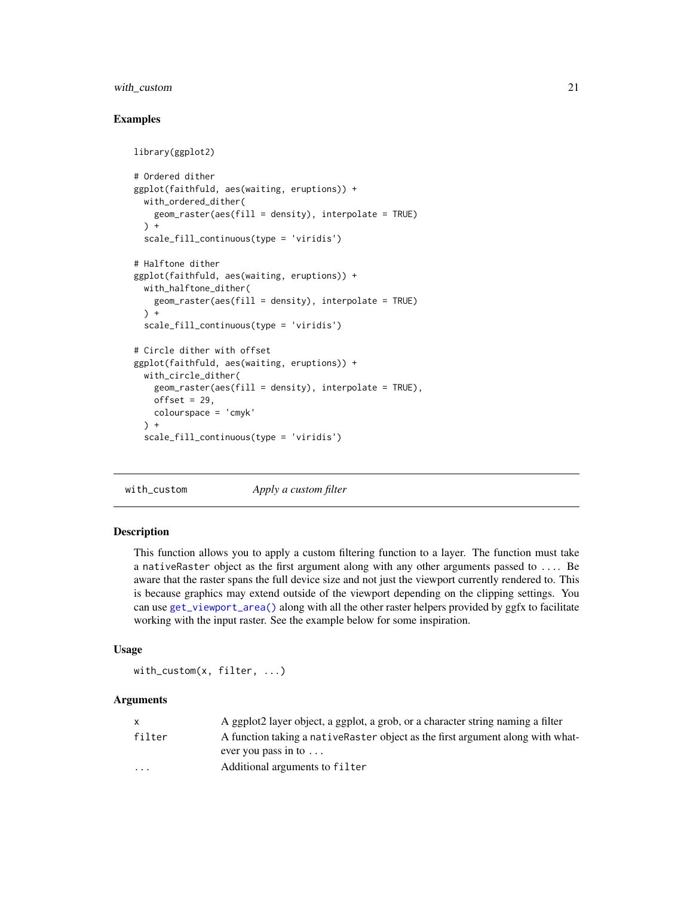### Examples

```
library(ggplot2)

# Ordered dither
ggplot(faithfuld, aes(waiting, eruptions)) +
  with_ordered_dither(
    geom_raster(aes(fill = density), interpolate = TRUE)
  ) +
  scale_fill_continuous(type = 'viridis')

# Halftone dither
ggplot(faithfuld, aes(waiting, eruptions)) +
  with_halftone_dither(
    geom_raster(aes(fill = density), interpolate = TRUE)
  ) +
  scale_fill_continuous(type = 'viridis')

# Circle dither with offset
ggplot(faithfuld, aes(waiting, eruptions)) +
  with_circle_dither(
    geom_raster(aes(fill = density), interpolate = TRUE),
    offset = 29,
    colourspace = 'cmyk'
  ) +
  scale_fill_continuous(type = 'viridis')
```

---

## with_custom — *Apply a custom filter*

### Description

This function allows you to apply a custom filtering function to a layer. The function must take a `nativeRaster` object as the first argument along with any other arguments passed to `...`. Be aware that the raster spans the full device size and not just the viewport currently rendered to. This is because graphics may extend outside of the viewport depending on the clipping settings. You can use `get_viewport_area()` along with all the other raster helpers provided by ggfx to facilitate working with the input raster. See the example below for some inspiration.

### Usage

```
with_custom(x, filter, ...)
```

### Arguments

| | |
|---|---|
| `x` | A ggplot2 layer object, a ggplot, a grob, or a character string naming a filter |
| `filter` | A function taking a `nativeRaster` object as the first argument along with whatever you pass in to `...` |
| `...` | Additional arguments to `filter` |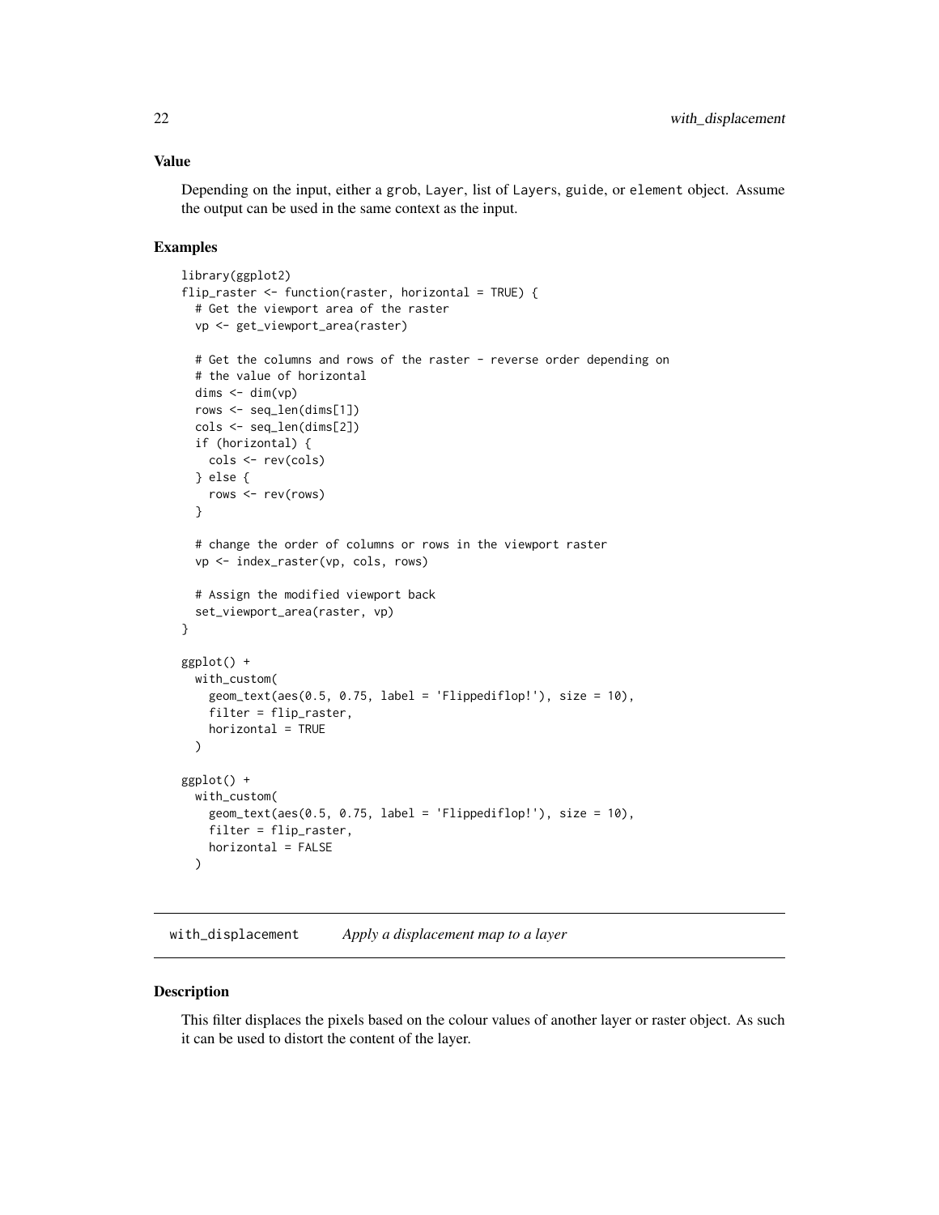### Value

Depending on the input, either a grob, Layer, list of Layers, guide, or element object. Assume the output can be used in the same context as the input.

### Examples

```
library(ggplot2)
flip_raster <- function(raster, horizontal = TRUE) {
  # Get the viewport area of the raster
  vp <- get_viewport_area(raster)

  # Get the columns and rows of the raster - reverse order depending on
  # the value of horizontal
  dims <- dim(vp)
  rows <- seq_len(dims[1])
  cols <- seq_len(dims[2])
  if (horizontal) {
    cols <- rev(cols)
  } else {
    rows <- rev(rows)
  }

  # change the order of columns or rows in the viewport raster
  vp <- index_raster(vp, cols, rows)

  # Assign the modified viewport back
  set_viewport_area(raster, vp)
}

ggplot() +
  with_custom(
    geom_text(aes(0.5, 0.75, label = 'Flippediflop!'), size = 10),
    filter = flip_raster,
    horizontal = TRUE
  )

ggplot() +
  with_custom(
    geom_text(aes(0.5, 0.75, label = 'Flippediflop!'), size = 10),
    filter = flip_raster,
    horizontal = FALSE
  )
```

## with_displacement *Apply a displacement map to a layer*

### Description

This filter displaces the pixels based on the colour values of another layer or raster object. As such it can be used to distort the content of the layer.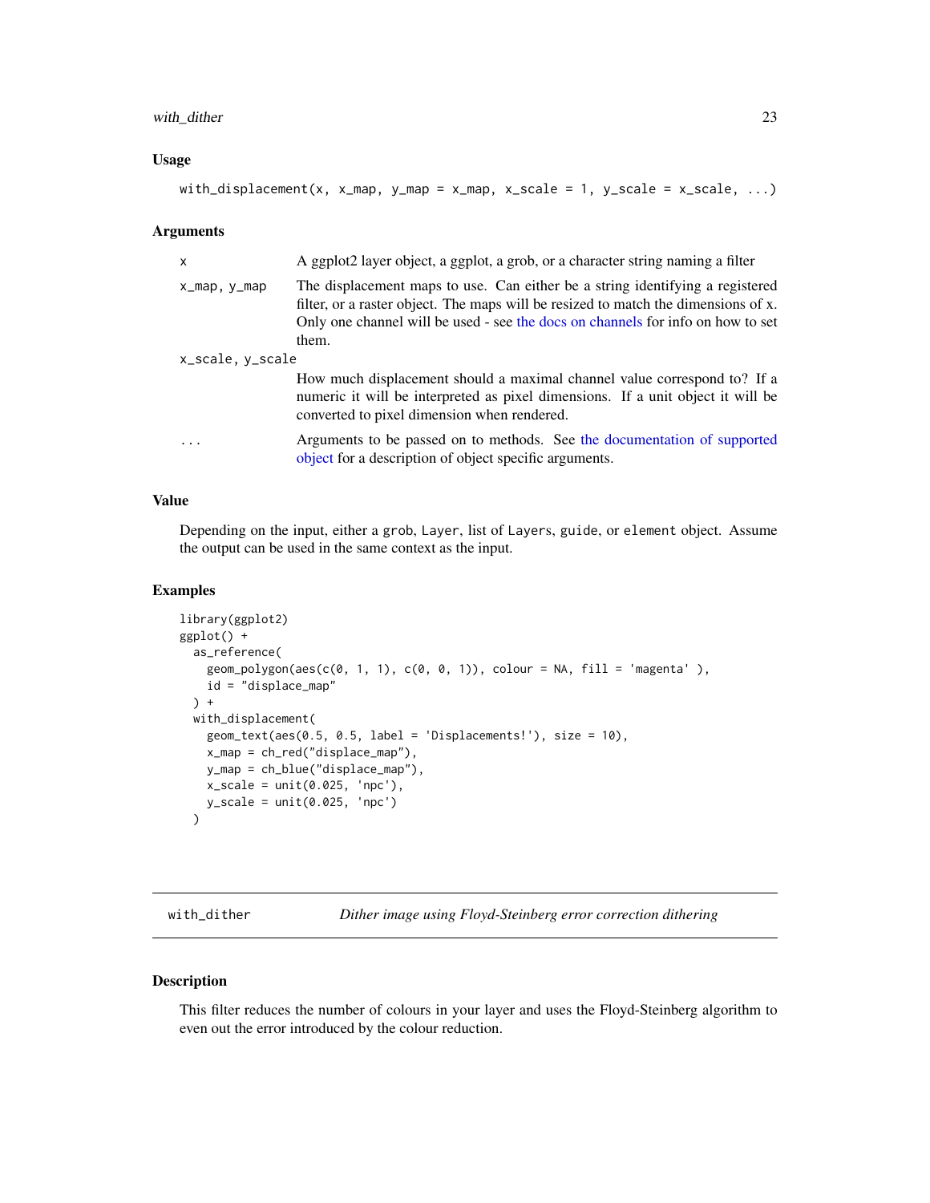### Usage

```
with_displacement(x, x_map, y_map = x_map, x_scale = 1, y_scale = x_scale, ...)
```

### Arguments

| | |
|---|---|
| x | A ggplot2 layer object, a ggplot, a grob, or a character string naming a filter |
| x_map, y_map | The displacement maps to use. Can either be a string identifying a registered filter, or a raster object. The maps will be resized to match the dimensions of x. Only one channel will be used - see the docs on channels for info on how to set them. |
| x_scale, y_scale | How much displacement should a maximal channel value correspond to? If a numeric it will be interpreted as pixel dimensions. If a unit object it will be converted to pixel dimension when rendered. |
| ... | Arguments to be passed on to methods. See the documentation of supported object for a description of object specific arguments. |

### Value

Depending on the input, either a `grob`, `Layer`, list of `Layer`s, `guide`, or `element` object. Assume the output can be used in the same context as the input.

### Examples

```
library(ggplot2)
ggplot() +
  as_reference(
    geom_polygon(aes(c(0, 1, 1), c(0, 0, 1)), colour = NA, fill = 'magenta' ),
    id = "displace_map"
  ) +
  with_displacement(
    geom_text(aes(0.5, 0.5, label = 'Displacements!'), size = 10),
    x_map = ch_red("displace_map"),
    y_map = ch_blue("displace_map"),
    x_scale = unit(0.025, 'npc'),
    y_scale = unit(0.025, 'npc')
  )
```

---

## with_dither — *Dither image using Floyd-Steinberg error correction dithering*

### Description

This filter reduces the number of colours in your layer and uses the Floyd-Steinberg algorithm to even out the error introduced by the colour reduction.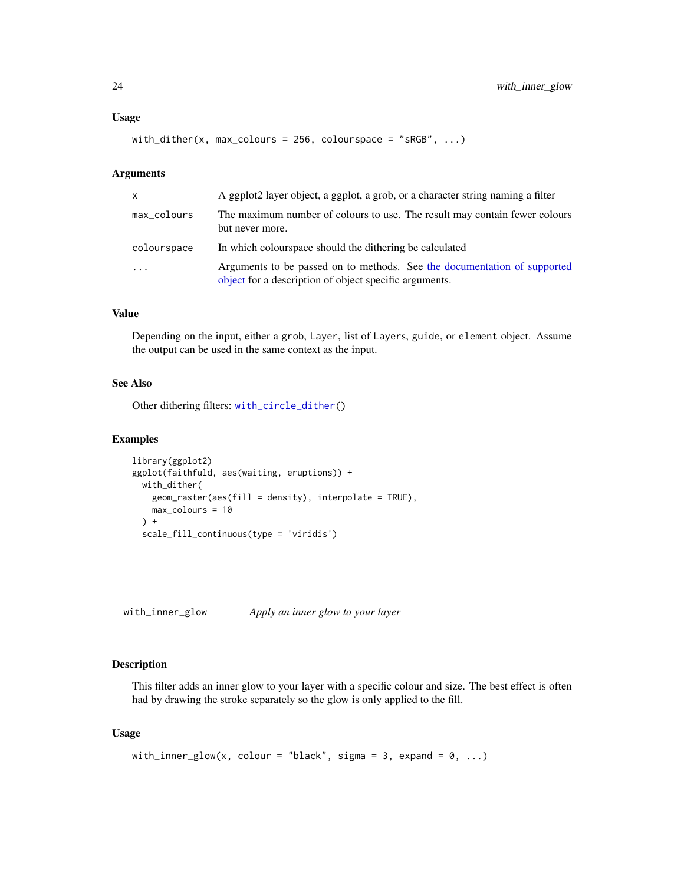### Usage

```
with_dither(x, max_colours = 256, colourspace = "sRGB", ...)
```

### Arguments

| | |
|---|---|
| x | A ggplot2 layer object, a ggplot, a grob, or a character string naming a filter |
| max_colours | The maximum number of colours to use. The result may contain fewer colours but never more. |
| colourspace | In which colourspace should the dithering be calculated |
| ... | Arguments to be passed on to methods. See the documentation of supported object for a description of object specific arguments. |

### Value

Depending on the input, either a grob, Layer, list of Layers, guide, or element object. Assume the output can be used in the same context as the input.

### See Also

Other dithering filters: with_circle_dither()

### Examples

```
library(ggplot2)
ggplot(faithfuld, aes(waiting, eruptions)) +
  with_dither(
    geom_raster(aes(fill = density), interpolate = TRUE),
    max_colours = 10
  ) +
  scale_fill_continuous(type = 'viridis')
```

## with_inner_glow — *Apply an inner glow to your layer*

### Description

This filter adds an inner glow to your layer with a specific colour and size. The best effect is often had by drawing the stroke separately so the glow is only applied to the fill.

### Usage

```
with_inner_glow(x, colour = "black", sigma = 3, expand = 0, ...)
```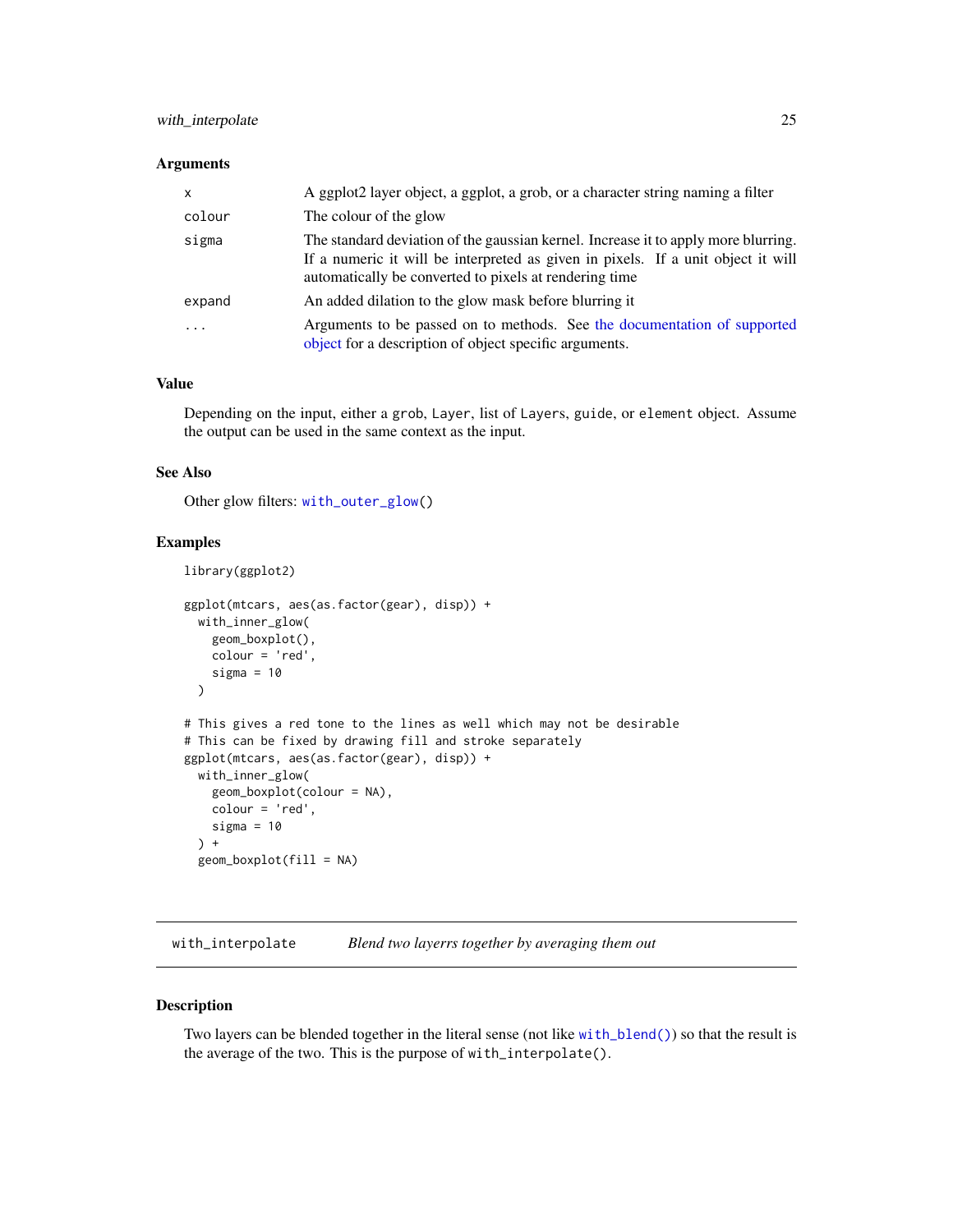### Arguments

| | |
|---|---|
| `x` | A ggplot2 layer object, a ggplot, a grob, or a character string naming a filter |
| `colour` | The colour of the glow |
| `sigma` | The standard deviation of the gaussian kernel. Increase it to apply more blurring. If a numeric it will be interpreted as given in pixels. If a unit object it will automatically be converted to pixels at rendering time |
| `expand` | An added dilation to the glow mask before blurring it |
| `...` | Arguments to be passed on to methods. See the documentation of supported object for a description of object specific arguments. |

### Value

Depending on the input, either a `grob`, `Layer`, list of `Layer`s, `guide`, or `element` object. Assume the output can be used in the same context as the input.

### See Also

Other glow filters: `with_outer_glow()`

### Examples

```
library(ggplot2)

ggplot(mtcars, aes(as.factor(gear), disp)) +
  with_inner_glow(
    geom_boxplot(),
    colour = 'red',
    sigma = 10
  )

# This gives a red tone to the lines as well which may not be desirable
# This can be fixed by drawing fill and stroke separately
ggplot(mtcars, aes(as.factor(gear), disp)) +
  with_inner_glow(
    geom_boxplot(colour = NA),
    colour = 'red',
    sigma = 10
  ) +
  geom_boxplot(fill = NA)
```

---

## `with_interpolate` *Blend two layerrs together by averaging them out*

---

### Description

Two layers can be blended together in the literal sense (not like `with_blend()`) so that the result is the average of the two. This is the purpose of `with_interpolate()`.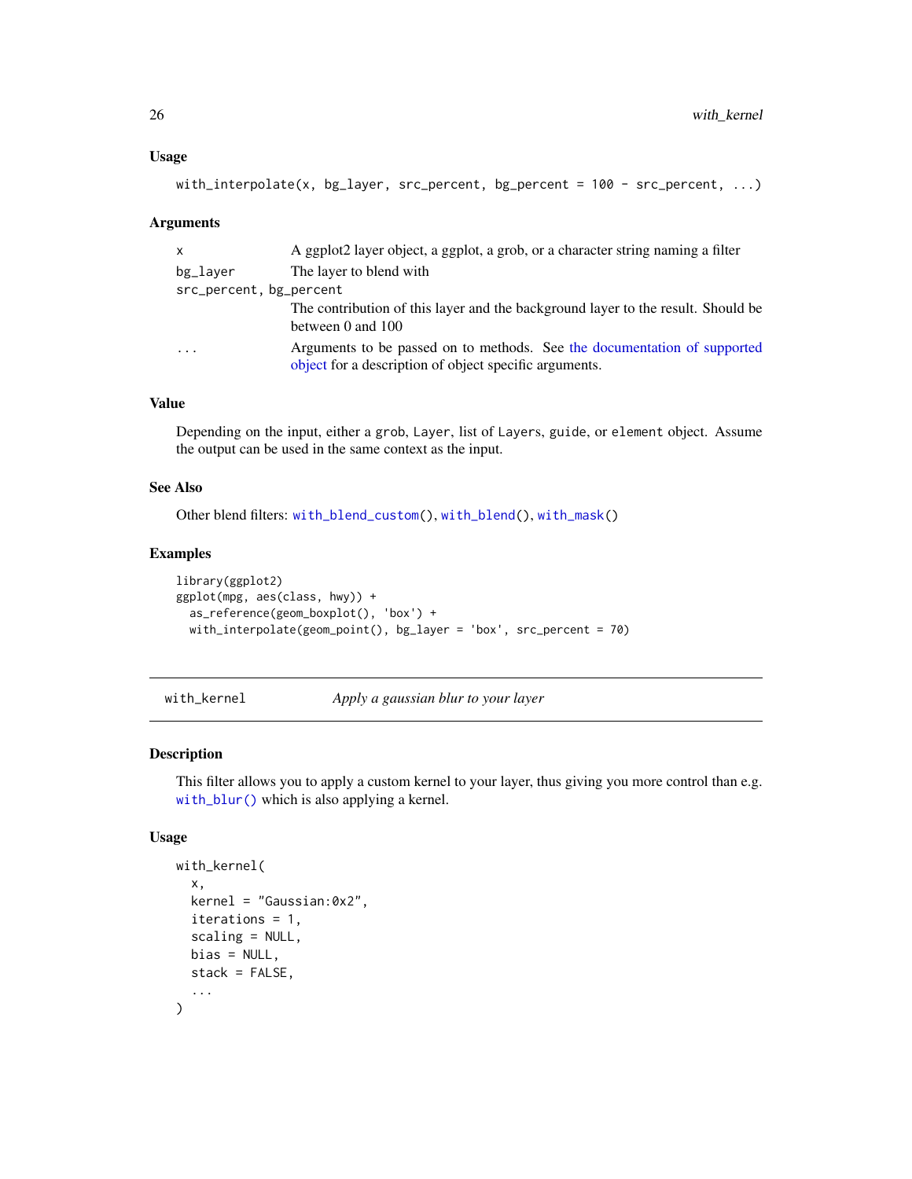### Usage

```
with_interpolate(x, bg_layer, src_percent, bg_percent = 100 - src_percent, ...)
```

### Arguments

| | |
|---|---|
| `x` | A ggplot2 layer object, a ggplot, a grob, or a character string naming a filter |
| `bg_layer` | The layer to blend with |
| `src_percent, bg_percent` | The contribution of this layer and the background layer to the result. Should be between 0 and 100 |
| `...` | Arguments to be passed on to methods. See the documentation of supported object for a description of object specific arguments. |

### Value

Depending on the input, either a `grob`, `Layer`, list of `Layer`s, `guide`, or `element` object. Assume the output can be used in the same context as the input.

### See Also

Other blend filters: `with_blend_custom()`, `with_blend()`, `with_mask()`

### Examples

```
library(ggplot2)
ggplot(mpg, aes(class, hwy)) +
  as_reference(geom_boxplot(), 'box') +
  with_interpolate(geom_point(), bg_layer = 'box', src_percent = 70)
```

---

## with_kernel — *Apply a gaussian blur to your layer*

### Description

This filter allows you to apply a custom kernel to your layer, thus giving you more control than e.g. `with_blur()` which is also applying a kernel.

### Usage

```
with_kernel(
  x,
  kernel = "Gaussian:0x2",
  iterations = 1,
  scaling = NULL,
  bias = NULL,
  stack = FALSE,
  ...
)
```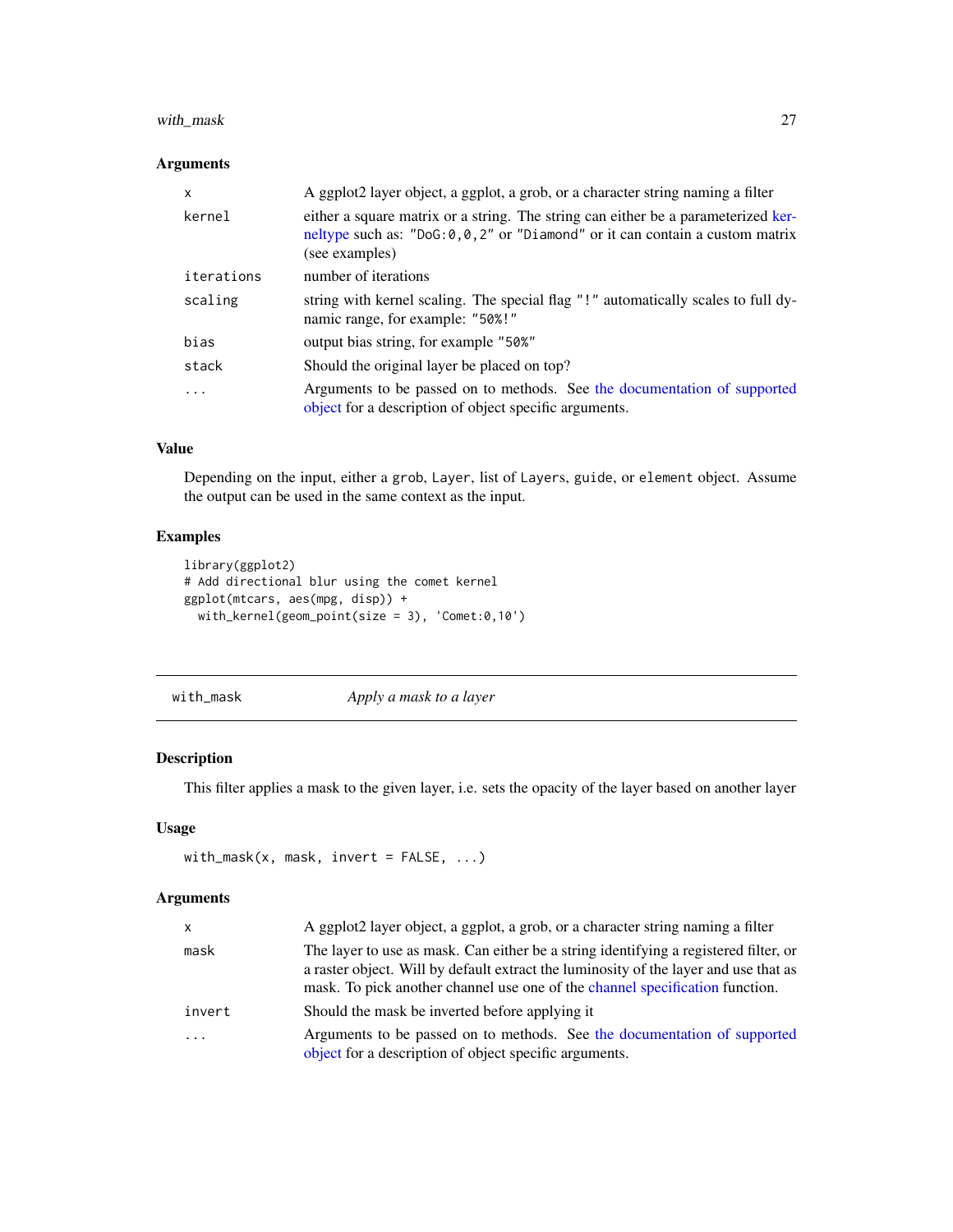### Arguments

| | |
|---|---|
| `x` | A ggplot2 layer object, a ggplot, a grob, or a character string naming a filter |
| `kernel` | either a square matrix or a string. The string can either be a parameterized kerneltype such as: `"DoG:0,0,2"` or `"Diamond"` or it can contain a custom matrix (see examples) |
| `iterations` | number of iterations |
| `scaling` | string with kernel scaling. The special flag `"!"` automatically scales to full dynamic range, for example: `"50%!"` |
| `bias` | output bias string, for example `"50%"` |
| `stack` | Should the original layer be placed on top? |
| `...` | Arguments to be passed on to methods. See the documentation of supported object for a description of object specific arguments. |

### Value

Depending on the input, either a `grob`, `Layer`, list of `Layer`s, `guide`, or `element` object. Assume the output can be used in the same context as the input.

### Examples

```
library(ggplot2)
# Add directional blur using the comet kernel
ggplot(mtcars, aes(mpg, disp)) +
  with_kernel(geom_point(size = 3), 'Comet:0,10')
```

---

## with_mask *Apply a mask to a layer*

### Description

This filter applies a mask to the given layer, i.e. sets the opacity of the layer based on another layer

### Usage

```
with_mask(x, mask, invert = FALSE, ...)
```

### Arguments

| | |
|---|---|
| `x` | A ggplot2 layer object, a ggplot, a grob, or a character string naming a filter |
| `mask` | The layer to use as mask. Can either be a string identifying a registered filter, or a raster object. Will by default extract the luminosity of the layer and use that as mask. To pick another channel use one of the channel specification function. |
| `invert` | Should the mask be inverted before applying it |
| `...` | Arguments to be passed on to methods. See the documentation of supported object for a description of object specific arguments. |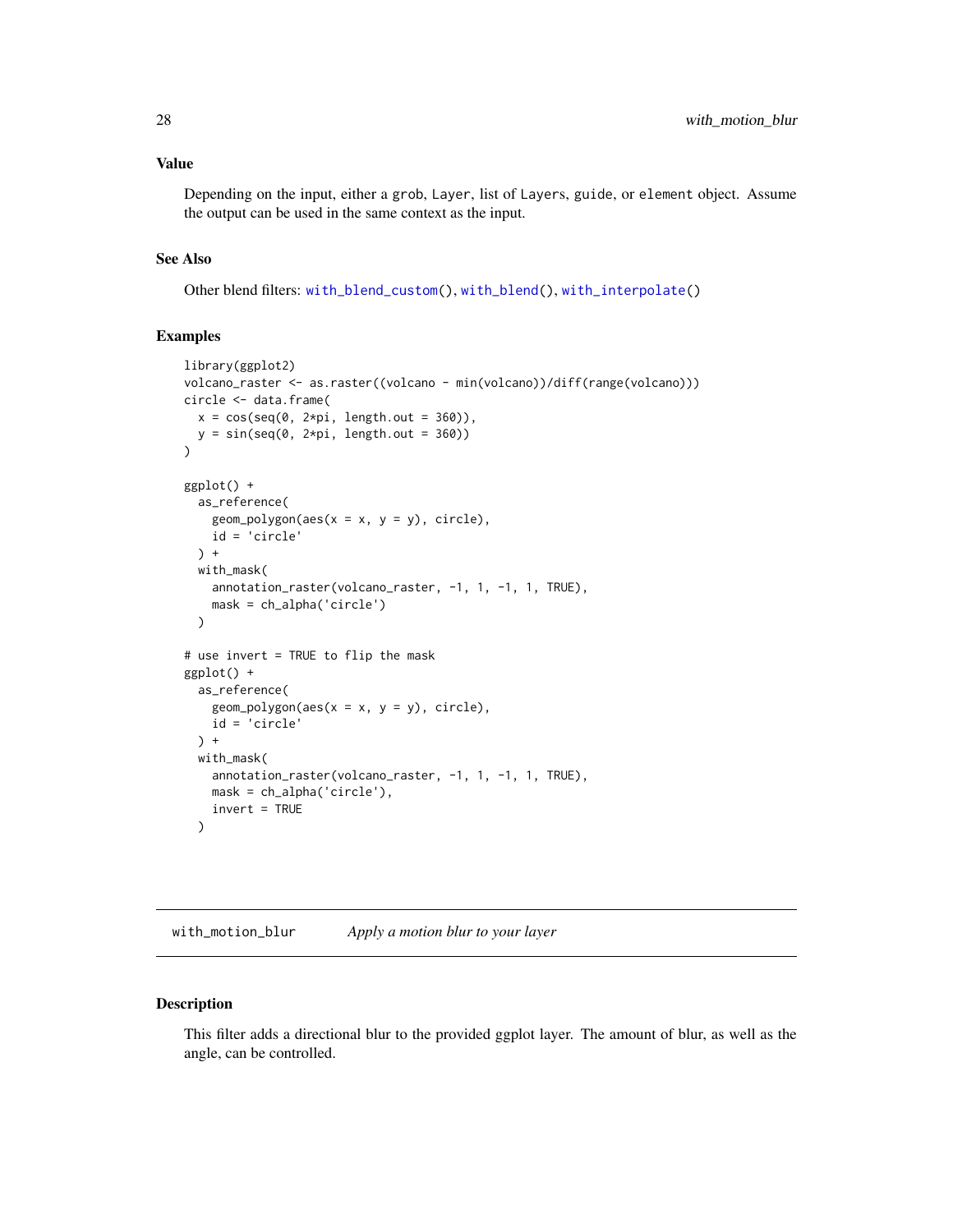## Value

Depending on the input, either a `grob`, `Layer`, list of `Layer`s, `guide`, or `element` object. Assume the output can be used in the same context as the input.

## See Also

Other blend filters: `with_blend_custom()`, `with_blend()`, `with_interpolate()`

## Examples

```
library(ggplot2)
volcano_raster <- as.raster((volcano - min(volcano))/diff(range(volcano)))
circle <- data.frame(
  x = cos(seq(0, 2*pi, length.out = 360)),
  y = sin(seq(0, 2*pi, length.out = 360))
)

ggplot() +
  as_reference(
    geom_polygon(aes(x = x, y = y), circle),
    id = 'circle'
  ) +
  with_mask(
    annotation_raster(volcano_raster, -1, 1, -1, 1, TRUE),
    mask = ch_alpha('circle')
  )

# use invert = TRUE to flip the mask
ggplot() +
  as_reference(
    geom_polygon(aes(x = x, y = y), circle),
    id = 'circle'
  ) +
  with_mask(
    annotation_raster(volcano_raster, -1, 1, -1, 1, TRUE),
    mask = ch_alpha('circle'),
    invert = TRUE
  )
```

---

# `with_motion_blur` *Apply a motion blur to your layer*

## Description

This filter adds a directional blur to the provided ggplot layer. The amount of blur, as well as the angle, can be controlled.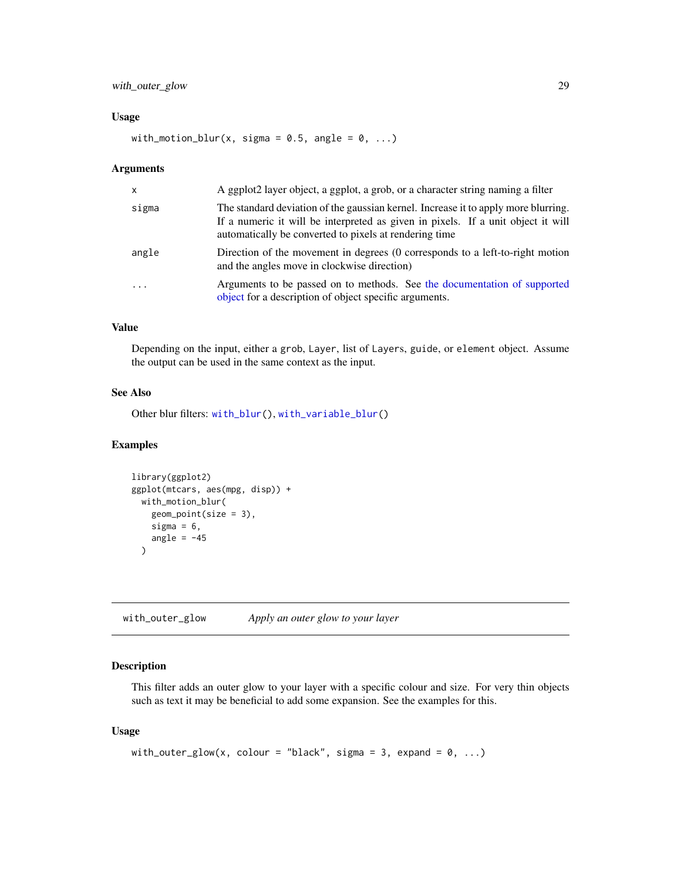### Usage

```
with_motion_blur(x, sigma = 0.5, angle = 0, ...)
```

### Arguments

| | |
|---|---|
| x | A ggplot2 layer object, a ggplot, a grob, or a character string naming a filter |
| sigma | The standard deviation of the gaussian kernel. Increase it to apply more blurring. If a numeric it will be interpreted as given in pixels. If a unit object it will automatically be converted to pixels at rendering time |
| angle | Direction of the movement in degrees (0 corresponds to a left-to-right motion and the angles move in clockwise direction) |
| ... | Arguments to be passed on to methods. See the documentation of supported object for a description of object specific arguments. |

### Value

Depending on the input, either a `grob`, `Layer`, list of `Layer`s, `guide`, or `element` object. Assume the output can be used in the same context as the input.

### See Also

Other blur filters: `with_blur()`, `with_variable_blur()`

### Examples

```
library(ggplot2)
ggplot(mtcars, aes(mpg, disp)) +
  with_motion_blur(
    geom_point(size = 3),
    sigma = 6,
    angle = -45
  )
```

---

## with_outer_glow    *Apply an outer glow to your layer*

### Description

This filter adds an outer glow to your layer with a specific colour and size. For very thin objects such as text it may be beneficial to add some expansion. See the examples for this.

### Usage

```
with_outer_glow(x, colour = "black", sigma = 3, expand = 0, ...)
```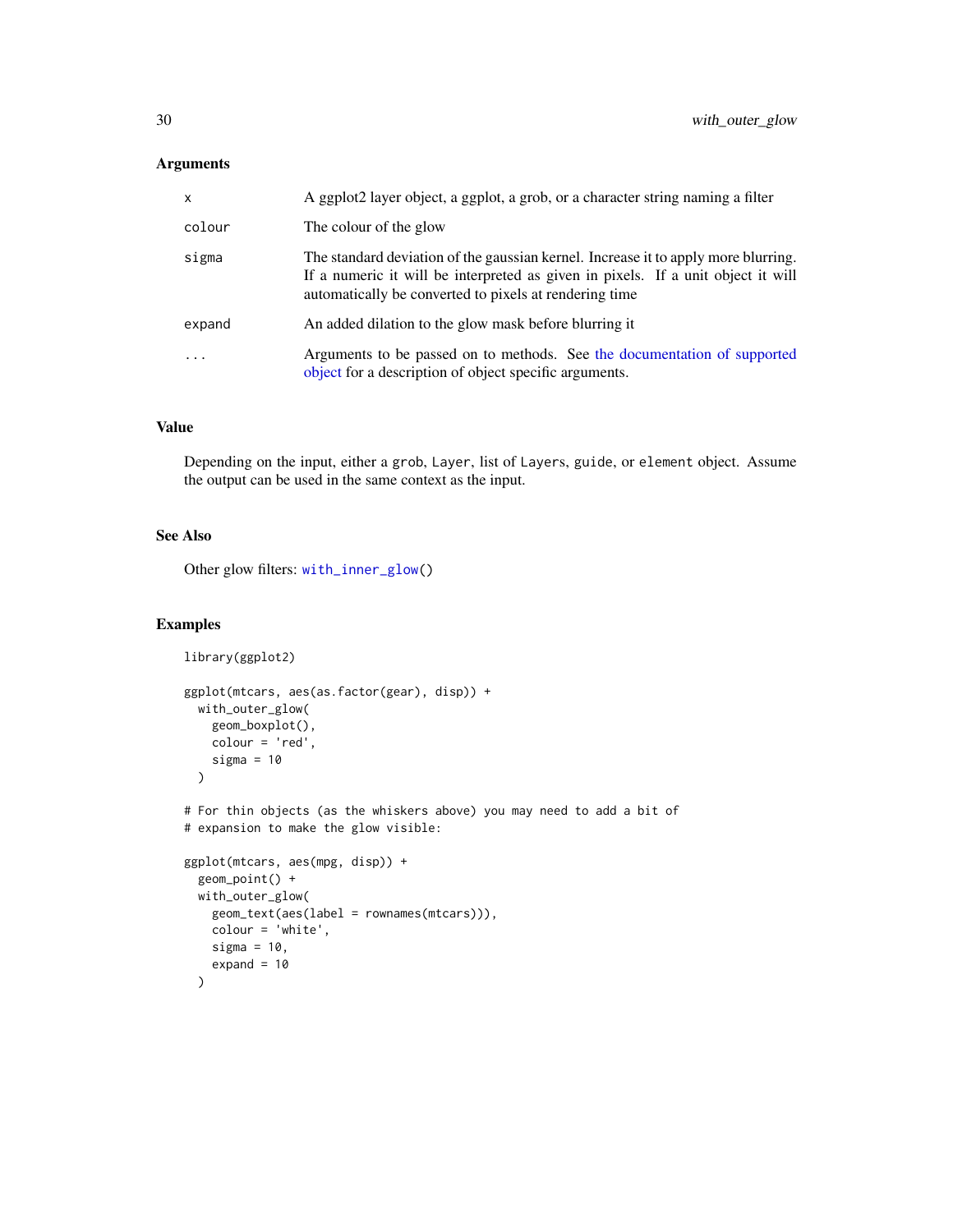### Arguments

| | |
|---|---|
| x | A ggplot2 layer object, a ggplot, a grob, or a character string naming a filter |
| colour | The colour of the glow |
| sigma | The standard deviation of the gaussian kernel. Increase it to apply more blurring. If a numeric it will be interpreted as given in pixels. If a unit object it will automatically be converted to pixels at rendering time |
| expand | An added dilation to the glow mask before blurring it |
| ... | Arguments to be passed on to methods. See the documentation of supported object for a description of object specific arguments. |

### Value

Depending on the input, either a `grob`, `Layer`, list of `Layer`s, `guide`, or `element` object. Assume the output can be used in the same context as the input.

### See Also

Other glow filters: `with_inner_glow()`

### Examples

```
library(ggplot2)

ggplot(mtcars, aes(as.factor(gear), disp)) +
  with_outer_glow(
    geom_boxplot(),
    colour = 'red',
    sigma = 10
  )

# For thin objects (as the whiskers above) you may need to add a bit of
# expansion to make the glow visible:

ggplot(mtcars, aes(mpg, disp)) +
  geom_point() +
  with_outer_glow(
    geom_text(aes(label = rownames(mtcars))),
    colour = 'white',
    sigma = 10,
    expand = 10
  )
```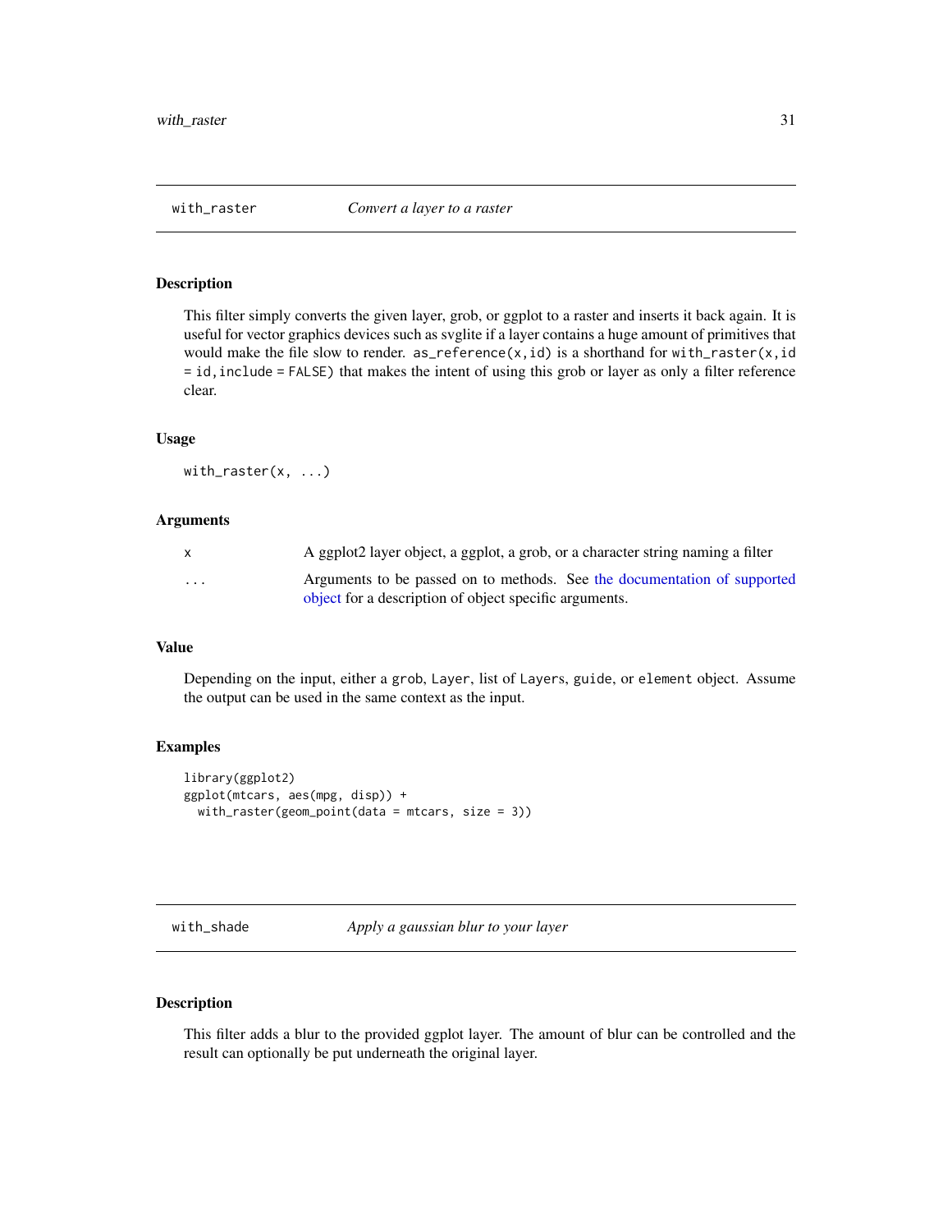## with_raster *Convert a layer to a raster*

### Description

This filter simply converts the given layer, grob, or ggplot to a raster and inserts it back again. It is useful for vector graphics devices such as svglite if a layer contains a huge amount of primitives that would make the file slow to render. `as_reference(x,id)` is a shorthand for `with_raster(x,id = id,include = FALSE)` that makes the intent of using this grob or layer as only a filter reference clear.

### Usage

```
with_raster(x, ...)
```

### Arguments

| | |
|---|---|
| `x` | A ggplot2 layer object, a ggplot, a grob, or a character string naming a filter |
| `...` | Arguments to be passed on to methods. See the documentation of supported object for a description of object specific arguments. |

### Value

Depending on the input, either a `grob`, `Layer`, list of `Layer`s, `guide`, or `element` object. Assume the output can be used in the same context as the input.

### Examples

```
library(ggplot2)
ggplot(mtcars, aes(mpg, disp)) +
  with_raster(geom_point(data = mtcars, size = 3))
```

## with_shade *Apply a gaussian blur to your layer*

### Description

This filter adds a blur to the provided ggplot layer. The amount of blur can be controlled and the result can optionally be put underneath the original layer.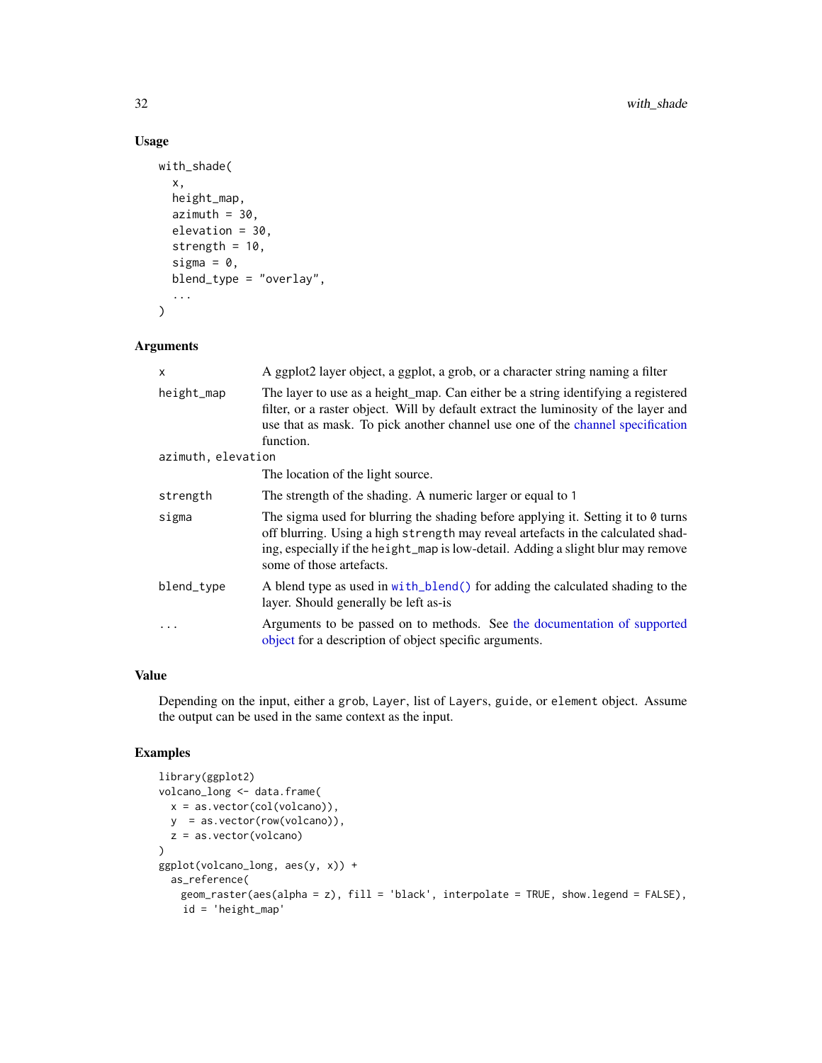### Usage

```
with_shade(
  x,
  height_map,
  azimuth = 30,
  elevation = 30,
  strength = 10,
  sigma = 0,
  blend_type = "overlay",
  ...
)
```

### Arguments

| | |
|---|---|
| `x` | A ggplot2 layer object, a ggplot, a grob, or a character string naming a filter |
| `height_map` | The layer to use as a height_map. Can either be a string identifying a registered filter, or a raster object. Will by default extract the luminosity of the layer and use that as mask. To pick another channel use one of the channel specification function. |
| `azimuth, elevation` | The location of the light source. |
| `strength` | The strength of the shading. A numeric larger or equal to `1` |
| `sigma` | The sigma used for blurring the shading before applying it. Setting it to `0` turns off blurring. Using a high `strength` may reveal artefacts in the calculated shading, especially if the `height_map` is low-detail. Adding a slight blur may remove some of those artefacts. |
| `blend_type` | A blend type as used in `with_blend()` for adding the calculated shading to the layer. Should generally be left as-is |
| `...` | Arguments to be passed on to methods. See the documentation of supported object for a description of object specific arguments. |

### Value

Depending on the input, either a `grob`, `Layer`, list of `Layer`s, `guide`, or `element` object. Assume the output can be used in the same context as the input.

### Examples

```
library(ggplot2)
volcano_long <- data.frame(
  x = as.vector(col(volcano)),
  y  = as.vector(row(volcano)),
  z = as.vector(volcano)
)
ggplot(volcano_long, aes(y, x)) +
  as_reference(
    geom_raster(aes(alpha = z), fill = 'black', interpolate = TRUE, show.legend = FALSE),
    id = 'height_map'
```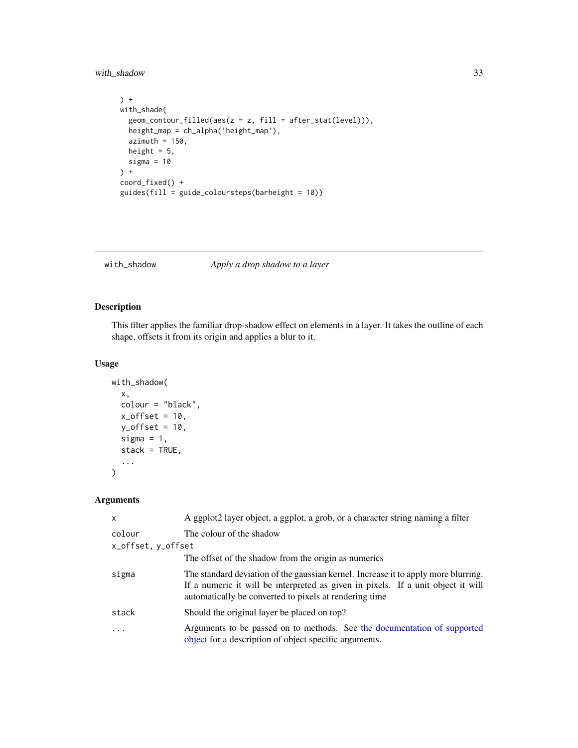```
  ) +
  with_shade(
    geom_contour_filled(aes(z = z, fill = after_stat(level))),
    height_map = ch_alpha('height_map'),
    azimuth = 150,
    height = 5,
    sigma = 10
  ) +
  coord_fixed() +
  guides(fill = guide_coloursteps(barheight = 10))
```

---

## with_shadow — *Apply a drop shadow to a layer*

---

### Description

This filter applies the familiar drop-shadow effect on elements in a layer. It takes the outline of each shape, offsets it from its origin and applies a blur to it.

### Usage

```
with_shadow(
  x,
  colour = "black",
  x_offset = 10,
  y_offset = 10,
  sigma = 1,
  stack = TRUE,
  ...
)
```

### Arguments

| Argument | Description |
|---|---|
| `x` | A ggplot2 layer object, a ggplot, a grob, or a character string naming a filter |
| `colour` | The colour of the shadow |
| `x_offset, y_offset` | The offset of the shadow from the origin as numerics |
| `sigma` | The standard deviation of the gaussian kernel. Increase it to apply more blurring. If a numeric it will be interpreted as given in pixels. If a unit object it will automatically be converted to pixels at rendering time |
| `stack` | Should the original layer be placed on top? |
| `...` | Arguments to be passed on to methods. See the documentation of supported object for a description of object specific arguments. |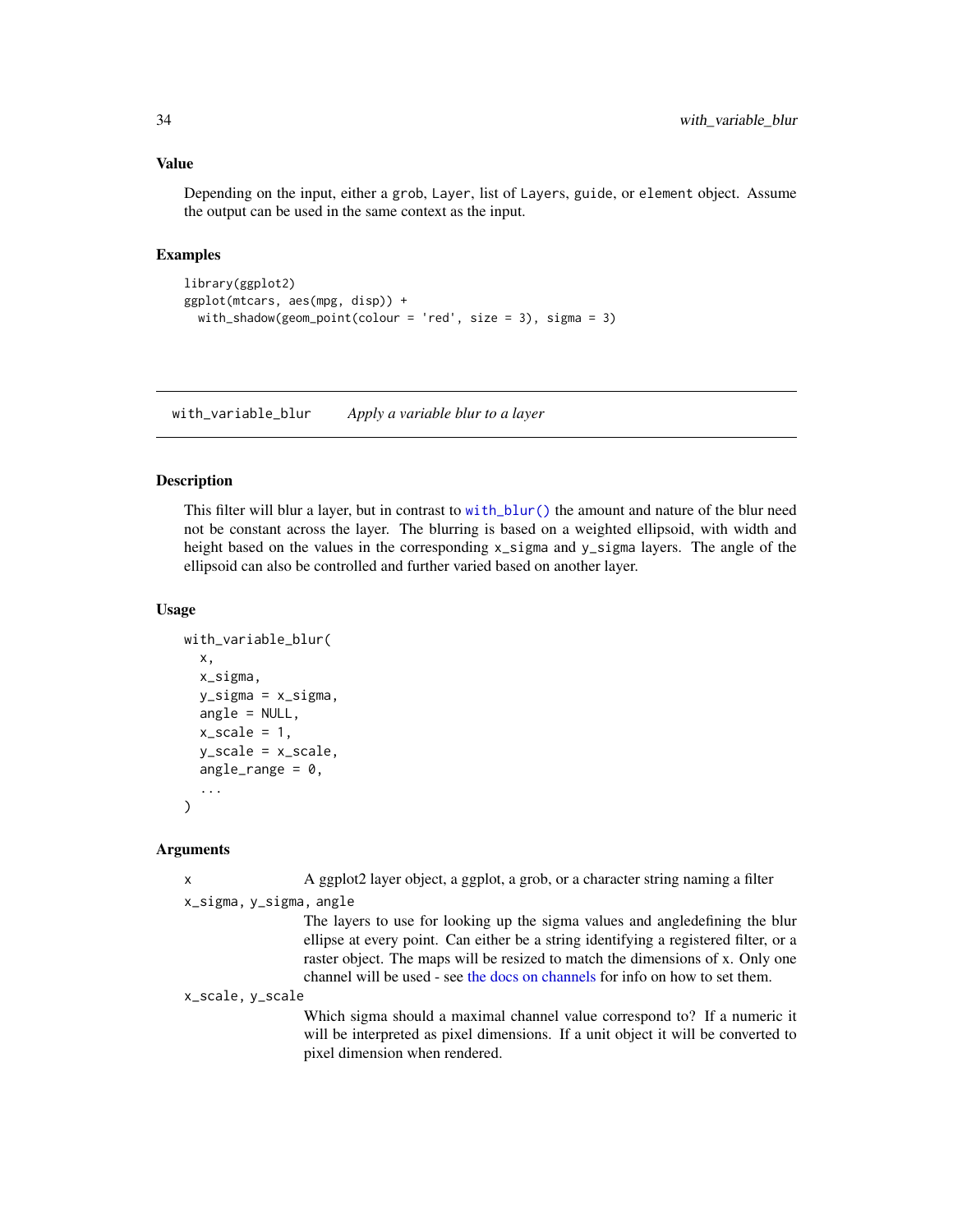### Value

Depending on the input, either a `grob`, `Layer`, list of `Layer`s, `guide`, or `element` object. Assume the output can be used in the same context as the input.

### Examples

```
library(ggplot2)
ggplot(mtcars, aes(mpg, disp)) +
  with_shadow(geom_point(colour = 'red', size = 3), sigma = 3)
```

---

## with_variable_blur    *Apply a variable blur to a layer*

---

### Description

This filter will blur a layer, but in contrast to `with_blur()` the amount and nature of the blur need not be constant across the layer. The blurring is based on a weighted ellipsoid, with width and height based on the values in the corresponding `x_sigma` and `y_sigma` layers. The angle of the ellipsoid can also be controlled and further varied based on another layer.

### Usage

```
with_variable_blur(
  x,
  x_sigma,
  y_sigma = x_sigma,
  angle = NULL,
  x_scale = 1,
  y_scale = x_scale,
  angle_range = 0,
  ...
)
```

### Arguments

`x` A ggplot2 layer object, a ggplot, a grob, or a character string naming a filter

`x_sigma, y_sigma, angle`
The layers to use for looking up the sigma values and angledefining the blur ellipse at every point. Can either be a string identifying a registered filter, or a raster object. The maps will be resized to match the dimensions of x. Only one channel will be used - see the docs on channels for info on how to set them.

`x_scale, y_scale`
Which sigma should a maximal channel value correspond to? If a numeric it will be interpreted as pixel dimensions. If a unit object it will be converted to pixel dimension when rendered.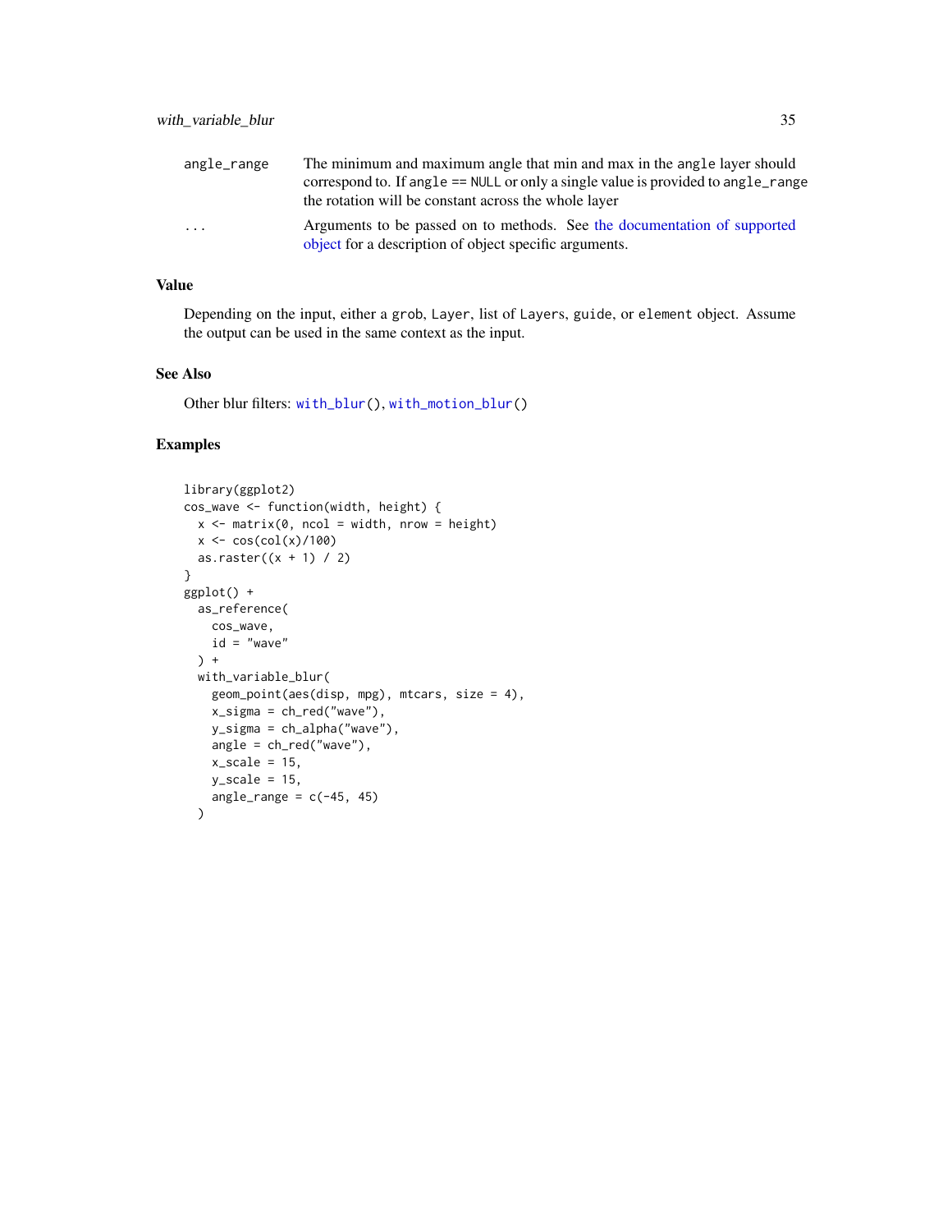| | |
|---|---|
| angle_range | The minimum and maximum angle that min and max in the angle layer should correspond to. If angle == NULL or only a single value is provided to angle_range the rotation will be constant across the whole layer |
| ... | Arguments to be passed on to methods. See the documentation of supported object for a description of object specific arguments. |

## Value

Depending on the input, either a grob, Layer, list of Layers, guide, or element object. Assume the output can be used in the same context as the input.

## See Also

Other blur filters: with_blur(), with_motion_blur()

## Examples

```
library(ggplot2)
cos_wave <- function(width, height) {
  x <- matrix(0, ncol = width, nrow = height)
  x <- cos(col(x)/100)
  as.raster((x + 1) / 2)
}
ggplot() +
  as_reference(
    cos_wave,
    id = "wave"
  ) +
  with_variable_blur(
    geom_point(aes(disp, mpg), mtcars, size = 4),
    x_sigma = ch_red("wave"),
    y_sigma = ch_alpha("wave"),
    angle = ch_red("wave"),
    x_scale = 15,
    y_scale = 15,
    angle_range = c(-45, 45)
  )
```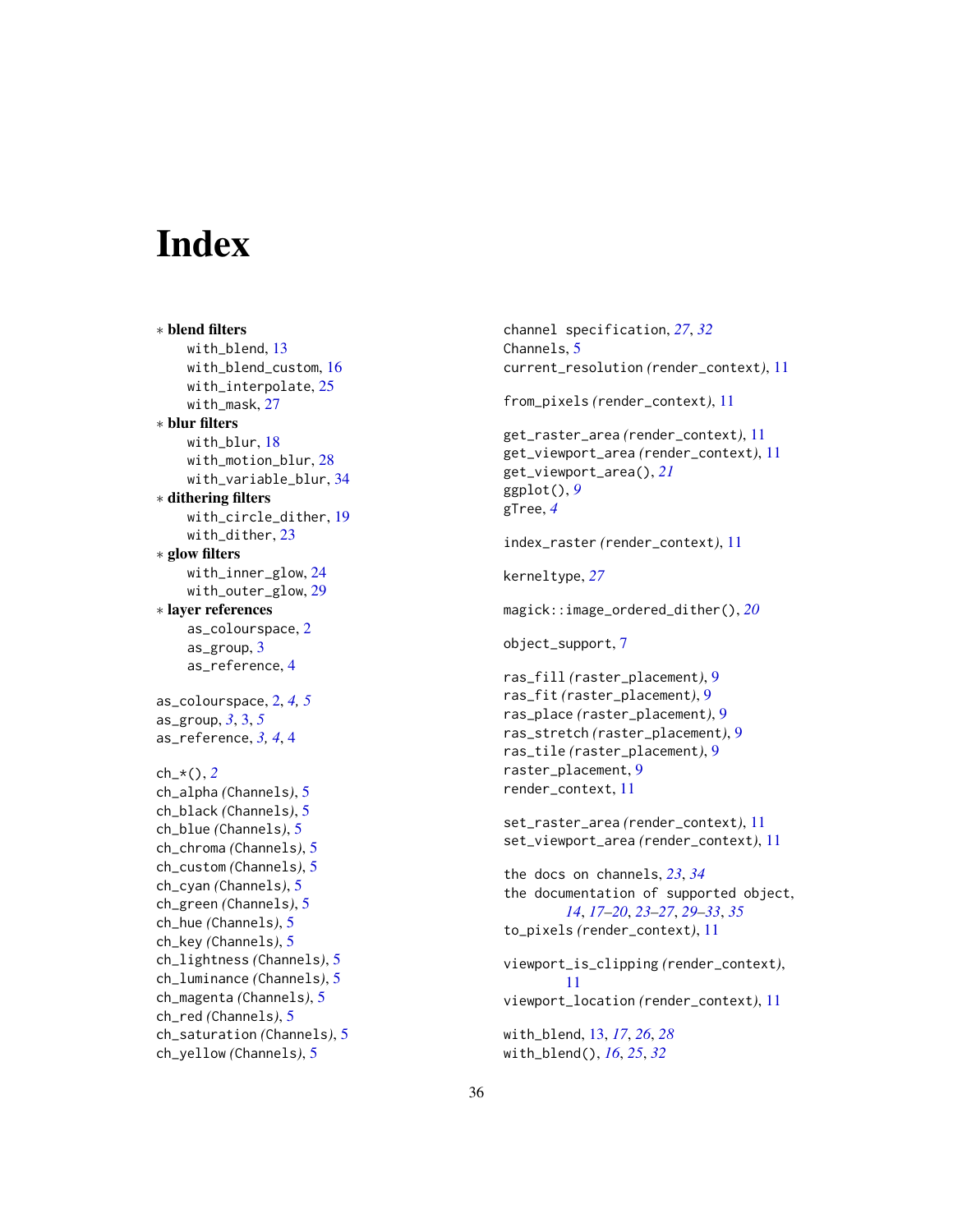# Index

- ∗ **blend filters**
  - with_blend, 13
  - with_blend_custom, 16
  - with_interpolate, 25
  - with_mask, 27
- ∗ **blur filters**
  - with_blur, 18
  - with_motion_blur, 28
  - with_variable_blur, 34
- ∗ **dithering filters**
  - with_circle_dither, 19
  - with_dither, 23
- ∗ **glow filters**
  - with_inner_glow, 24
  - with_outer_glow, 29
- ∗ **layer references**
  - as_colourspace, 2
  - as_group, 3
  - as_reference, 4

as_colourspace, 2, *4, 5*
as_group, *3*, 3, *5*
as_reference, *3, 4*, 4

ch_*(), *2*
ch_alpha *(*Channels*)*, 5
ch_black *(*Channels*)*, 5
ch_blue *(*Channels*)*, 5
ch_chroma *(*Channels*)*, 5
ch_custom *(*Channels*)*, 5
ch_cyan *(*Channels*)*, 5
ch_green *(*Channels*)*, 5
ch_hue *(*Channels*)*, 5
ch_key *(*Channels*)*, 5
ch_lightness *(*Channels*)*, 5
ch_luminance *(*Channels*)*, 5
ch_magenta *(*Channels*)*, 5
ch_red *(*Channels*)*, 5
ch_saturation *(*Channels*)*, 5
ch_yellow *(*Channels*)*, 5

channel specification, *27*, *32*
Channels, 5
current_resolution *(*render_context*)*, 11

from_pixels *(*render_context*)*, 11

get_raster_area *(*render_context*)*, 11
get_viewport_area *(*render_context*)*, 11
get_viewport_area(), *21*
ggplot(), *9*
gTree, *4*

index_raster *(*render_context*)*, 11

kerneltype, *27*

magick::image_ordered_dither(), *20*

object_support, 7

ras_fill *(*raster_placement*)*, 9
ras_fit *(*raster_placement*)*, 9
ras_place *(*raster_placement*)*, 9
ras_stretch *(*raster_placement*)*, 9
ras_tile *(*raster_placement*)*, 9
raster_placement, 9
render_context, 11

set_raster_area *(*render_context*)*, 11
set_viewport_area *(*render_context*)*, 11

the docs on channels, *23*, *34*
the documentation of supported object, *14*, *17–20*, *23–27*, *29–33*, *35*
to_pixels *(*render_context*)*, 11

viewport_is_clipping *(*render_context*)*, 11
viewport_location *(*render_context*)*, 11

with_blend, 13, *17*, *26*, *28*
with_blend(), *16*, *25*, *32*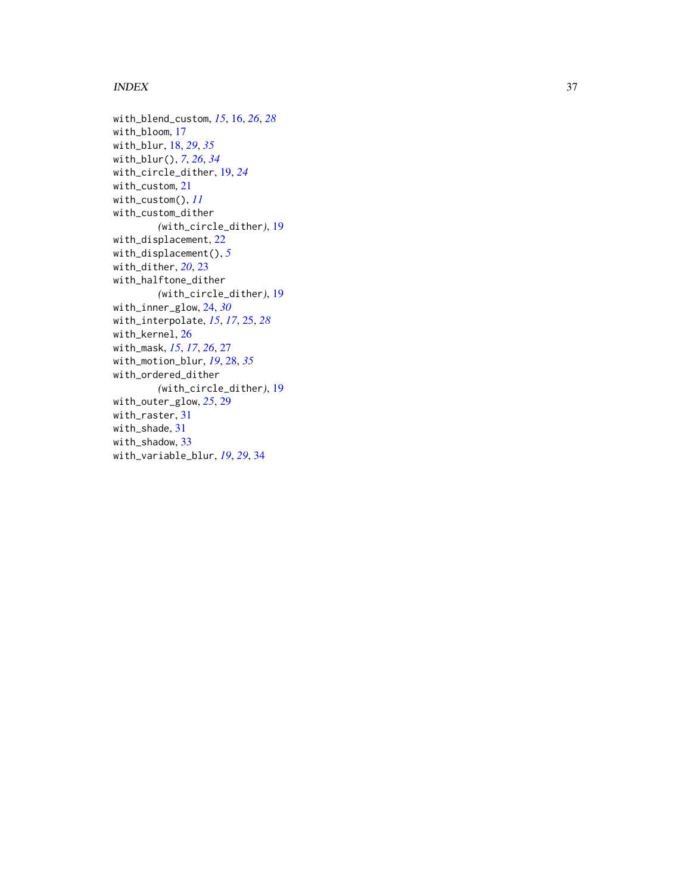with_blend_custom, *15*, 16, *26*, *28*
with_bloom, 17
with_blur, 18, *29*, *35*
with_blur(), *7*, *26*, *34*
with_circle_dither, 19, *24*
with_custom, 21
with_custom(), *11*
with_custom_dither
        *(*with_circle_dither*)*, 19
with_displacement, 22
with_displacement(), *5*
with_dither, *20*, 23
with_halftone_dither
        *(*with_circle_dither*)*, 19
with_inner_glow, 24, *30*
with_interpolate, *15*, *17*, 25, *28*
with_kernel, 26
with_mask, *15*, *17*, *26*, 27
with_motion_blur, *19*, 28, *35*
with_ordered_dither
        *(*with_circle_dither*)*, 19
with_outer_glow, *25*, 29
with_raster, 31
with_shade, 31
with_shadow, 33
with_variable_blur, *19*, *29*, 34